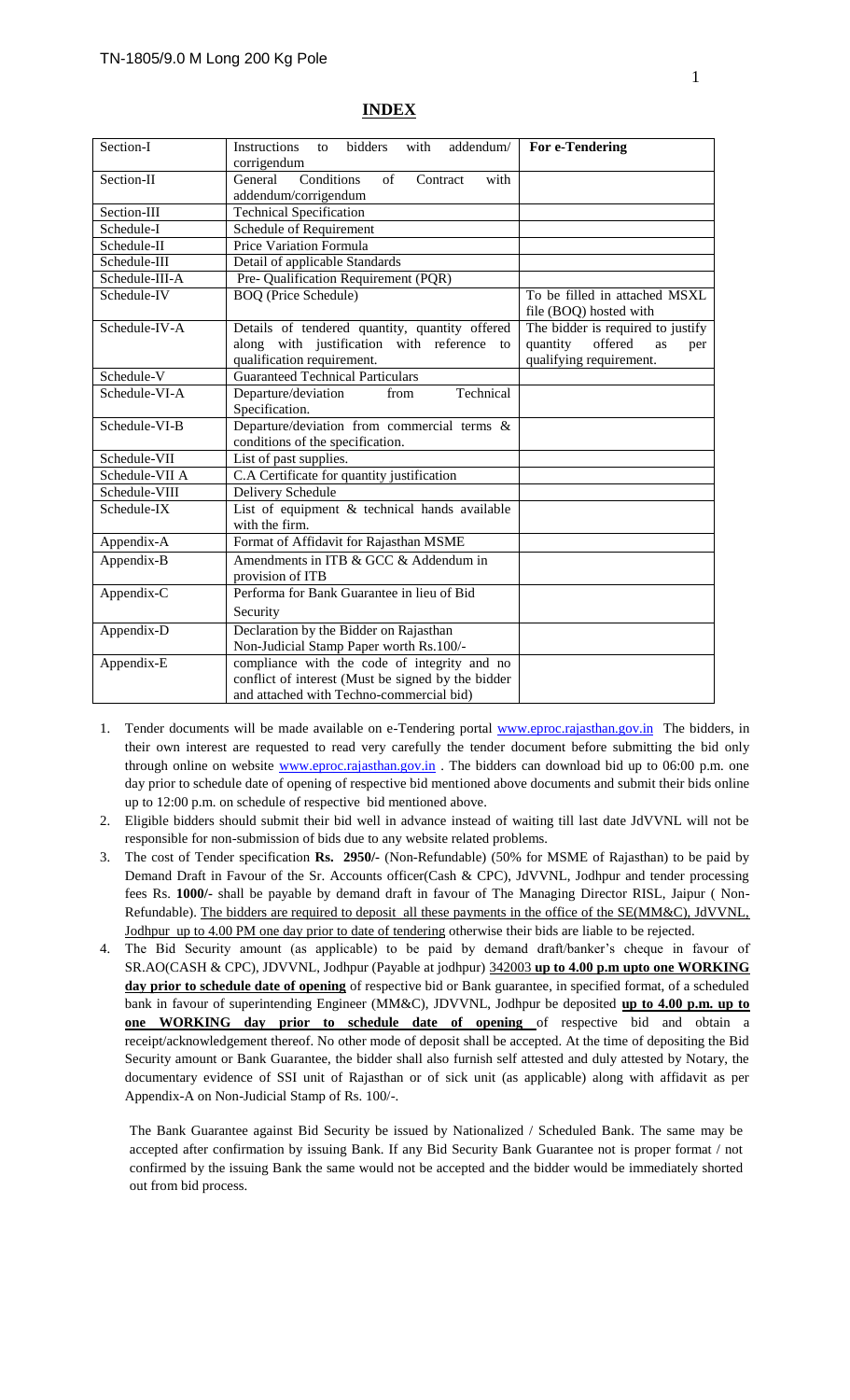## INDEX

| | | |
|---|---|---|
| Section-I | Instructions to bidders with addendum/ corrigendum | **For e-Tendering** |
| Section-II | General Conditions of Contract with addendum/corrigendum | |
| Section-III | Technical Specification | |
| Schedule-I | Schedule of Requirement | |
| Schedule-II | Price Variation Formula | |
| Schedule-III | Detail of applicable Standards | |
| Schedule-III-A | Pre- Qualification Requirement (PQR) | |
| Schedule-IV | BOQ (Price Schedule) | To be filled in attached MSXL file (BOQ) hosted with |
| Schedule-IV-A | Details of tendered quantity, quantity offered along with justification with reference to qualification requirement. | The bidder is required to justify quantity offered as per qualifying requirement. |
| Schedule-V | Guaranteed Technical Particulars | |
| Schedule-VI-A | Departure/deviation from Technical Specification. | |
| Schedule-VI-B | Departure/deviation from commercial terms & conditions of the specification. | |
| Schedule-VII | List of past supplies. | |
| Schedule-VII A | C.A Certificate for quantity justification | |
| Schedule-VIII | Delivery Schedule | |
| Schedule-IX | List of equipment & technical hands available with the firm. | |
| Appendix-A | Format of Affidavit for Rajasthan MSME | |
| Appendix-B | Amendments in ITB & GCC & Addendum in provision of ITB | |
| Appendix-C | Performa for Bank Guarantee in lieu of Bid Security | |
| Appendix-D | Declaration by the Bidder on Rajasthan Non-Judicial Stamp Paper worth Rs.100/- | |
| Appendix-E | compliance with the code of integrity and no conflict of interest (Must be signed by the bidder and attached with Techno-commercial bid) | |

1. Tender documents will be made available on e-Tendering portal www.eproc.rajasthan.gov.in The bidders, in their own interest are requested to read very carefully the tender document before submitting the bid only through online on website www.eproc.rajasthan.gov.in . The bidders can download bid up to 06:00 p.m. one day prior to schedule date of opening of respective bid mentioned above documents and submit their bids online up to 12:00 p.m. on schedule of respective bid mentioned above.
2. Eligible bidders should submit their bid well in advance instead of waiting till last date JdVVNL will not be responsible for non-submission of bids due to any website related problems.
3. The cost of Tender specification **Rs. 2950/-** (Non-Refundable) (50% for MSME of Rajasthan) to be paid by Demand Draft in Favour of the Sr. Accounts officer(Cash & CPC), JdVVNL, Jodhpur and tender processing fees Rs. **1000/-** shall be payable by demand draft in favour of The Managing Director RISL, Jaipur ( Non-Refundable). The bidders are required to deposit all these payments in the office of the SE(MM&C), JdVVNL, Jodhpur up to 4.00 PM one day prior to date of tendering otherwise their bids are liable to be rejected.
4. The Bid Security amount (as applicable) to be paid by demand draft/banker's cheque in favour of SR.AO(CASH & CPC), JDVVNL, Jodhpur (Payable at jodhpur) 342003 **up to 4.00 p.m upto one WORKING day prior to schedule date of opening** of respective bid or Bank guarantee, in specified format, of a scheduled bank in favour of superintending Engineer (MM&C), JDVVNL, Jodhpur be deposited **up to 4.00 p.m. up to one WORKING day prior to schedule date of opening** of respective bid and obtain a receipt/acknowledgement thereof. No other mode of deposit shall be accepted. At the time of depositing the Bid Security amount or Bank Guarantee, the bidder shall also furnish self attested and duly attested by Notary, the documentary evidence of SSI unit of Rajasthan or of sick unit (as applicable) along with affidavit as per Appendix-A on Non-Judicial Stamp of Rs. 100/-.

   The Bank Guarantee against Bid Security be issued by Nationalized / Scheduled Bank. The same may be accepted after confirmation by issuing Bank. If any Bid Security Bank Guarantee not is proper format / not confirmed by the issuing Bank the same would not be accepted and the bidder would be immediately shorted out from bid process.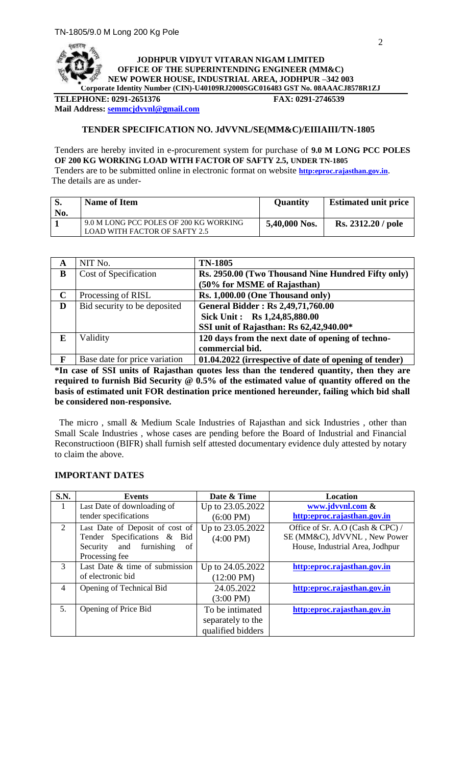**JODHPUR VIDYUT VITARAN NIGAM LIMITED**
**OFFICE OF THE SUPERINTENDING ENGINEER (MM&C)**
**NEW POWER HOUSE, INDUSTRIAL AREA, JODHPUR –342 003**
**Corporate Identity Number (CIN)-U40109RJ2000SGC016483 GST No. 08AAACJ8578R1ZJ**

**TELEPHONE: 0291-2651376** **FAX: 0291-2746539**
**Mail Address: semmcjdvvnl@gmail.com**

## TENDER SPECIFICATION NO. JdVVNL/SE(MM&C)/EIIIAIII/TN-1805

Tenders are hereby invited in e-procurement system for purchase of **9.0 M LONG PCC POLES OF 200 KG WORKING LOAD WITH FACTOR OF SAFTY 2.5, UNDER TN-1805**
Tenders are to be submitted online in electronic format on website **http:eproc.rajasthan.gov.in**.
The details are as under-

| S. No. | Name of Item | Quantity | Estimated unit price |
|---|---|---|---|
| 1 | 9.0 M LONG PCC POLES OF 200 KG WORKING LOAD WITH FACTOR OF SAFTY 2.5 | **5,40,000 Nos.** | **Rs. 2312.20 / pole** |

| A | NIT No. | **TN-1805** |
|---|---|---|
| B | Cost of Specification | **Rs. 2950.00 (Two Thousand Nine Hundred Fifty only) (50% for MSME of Rajasthan)** |
| C | Processing of RISL | **Rs. 1,000.00 (One Thousand only)** |
| D | Bid security to be deposited | **General Bidder : Rs 2,49,71,760.00**<br>**Sick Unit : Rs 1,24,85,880.00**<br>**SSI unit of Rajasthan: Rs 62,42,940.00*** |
| E | Validity | **120 days from the next date of opening of techno-commercial bid.** |
| F | Base date for price variation | **01.04.2022 (irrespective of date of opening of tender)** |

**\*In case of SSI units of Rajasthan quotes less than the tendered quantity, then they are required to furnish Bid Security @ 0.5% of the estimated value of quantity offered on the basis of estimated unit FOR destination price mentioned hereunder, failing which bid shall be considered non-responsive.**

The micro , small & Medium Scale Industries of Rajasthan and sick Industries , other than Small Scale Industries , whose cases are pending before the Board of Industrial and Financial Reconstructioon (BIFR) shall furnish self attested documentary evidence duly attested by notary to claim the above.

### IMPORTANT DATES

| S.N. | Events | Date & Time | Location |
|---|---|---|---|
| 1 | Last Date of downloading of tender specifications | Up to 23.05.2022 (6:00 PM) | **www.jdvvnl.com & http:eproc.rajasthan.gov.in** |
| 2 | Last Date of Deposit of cost of Tender Specifications & Bid Security and furnishing of Processing fee | Up to 23.05.2022 (4:00 PM) | Office of Sr. A.O (Cash & CPC) / SE (MM&C), JdVVNL , New Power House, Industrial Area, Jodhpur |
| 3 | Last Date & time of submission of electronic bid | Up to 24.05.2022 (12:00 PM) | **http:eproc.rajasthan.gov.in** |
| 4 | Opening of Technical Bid | 24.05.2022 (3:00 PM) | **http:eproc.rajasthan.gov.in** |
| 5. | Opening of Price Bid | To be intimated separately to the qualified bidders | **http:eproc.rajasthan.gov.in** |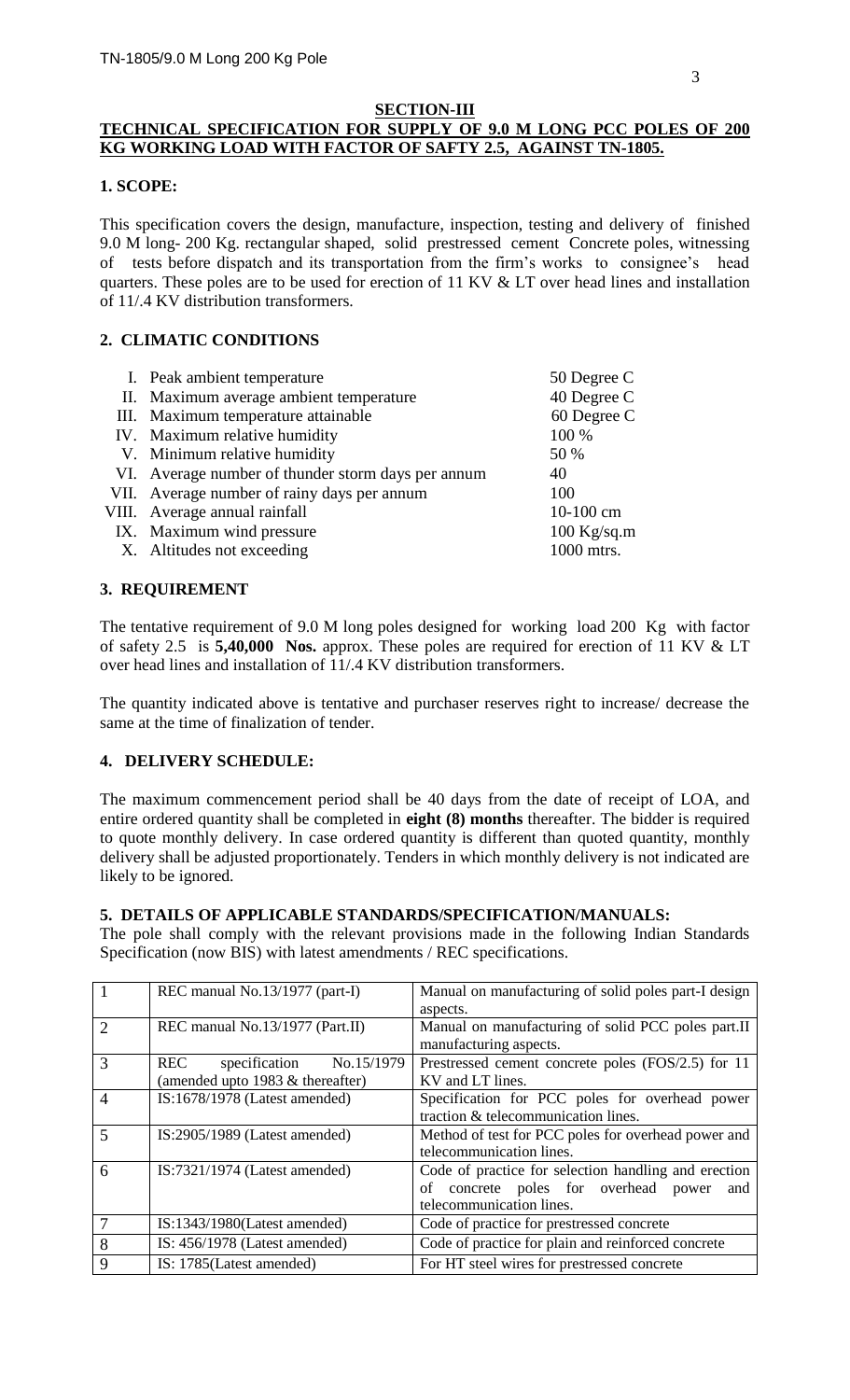## SECTION-III

## TECHNICAL SPECIFICATION FOR SUPPLY OF 9.0 M LONG PCC POLES OF 200 KG WORKING LOAD WITH FACTOR OF SAFTY 2.5, AGAINST TN-1805.

### 1. SCOPE:

This specification covers the design, manufacture, inspection, testing and delivery of finished 9.0 M long- 200 Kg. rectangular shaped, solid prestressed cement Concrete poles, witnessing of tests before dispatch and its transportation from the firm's works to consignee's head quarters. These poles are to be used for erection of 11 KV & LT over head lines and installation of 11/.4 KV distribution transformers.

### 2. CLIMATIC CONDITIONS

| | | |
|---|---|---|
| I. | Peak ambient temperature | 50 Degree C |
| II. | Maximum average ambient temperature | 40 Degree C |
| III. | Maximum temperature attainable | 60 Degree C |
| IV. | Maximum relative humidity | 100 % |
| V. | Minimum relative humidity | 50 % |
| VI. | Average number of thunder storm days per annum | 40 |
| VII. | Average number of rainy days per annum | 100 |
| VIII. | Average annual rainfall | 10-100 cm |
| IX. | Maximum wind pressure | 100 Kg/sq.m |
| X. | Altitudes not exceeding | 1000 mtrs. |

### 3. REQUIREMENT

The tentative requirement of 9.0 M long poles designed for working load 200 Kg with factor of safety 2.5 is **5,40,000 Nos.** approx. These poles are required for erection of 11 KV & LT over head lines and installation of 11/.4 KV distribution transformers.

The quantity indicated above is tentative and purchaser reserves right to increase/ decrease the same at the time of finalization of tender.

### 4. DELIVERY SCHEDULE:

The maximum commencement period shall be 40 days from the date of receipt of LOA, and entire ordered quantity shall be completed in **eight (8) months** thereafter. The bidder is required to quote monthly delivery. In case ordered quantity is different than quoted quantity, monthly delivery shall be adjusted proportionately. Tenders in which monthly delivery is not indicated are likely to be ignored.

### 5. DETAILS OF APPLICABLE STANDARDS/SPECIFICATION/MANUALS:

The pole shall comply with the relevant provisions made in the following Indian Standards Specification (now BIS) with latest amendments / REC specifications.

| | | |
|---|---|---|
| 1 | REC manual No.13/1977 (part-I) | Manual on manufacturing of solid poles part-I design aspects. |
| 2 | REC manual No.13/1977 (Part.II) | Manual on manufacturing of solid PCC poles part.II manufacturing aspects. |
| 3 | REC specification No.15/1979 (amended upto 1983 & thereafter) | Prestressed cement concrete poles (FOS/2.5) for 11 KV and LT lines. |
| 4 | IS:1678/1978 (Latest amended) | Specification for PCC poles for overhead power traction & telecommunication lines. |
| 5 | IS:2905/1989 (Latest amended) | Method of test for PCC poles for overhead power and telecommunication lines. |
| 6 | IS:7321/1974 (Latest amended) | Code of practice for selection handling and erection of concrete poles for overhead power and telecommunication lines. |
| 7 | IS:1343/1980(Latest amended) | Code of practice for prestressed concrete |
| 8 | IS: 456/1978 (Latest amended) | Code of practice for plain and reinforced concrete |
| 9 | IS: 1785(Latest amended) | For HT steel wires for prestressed concrete |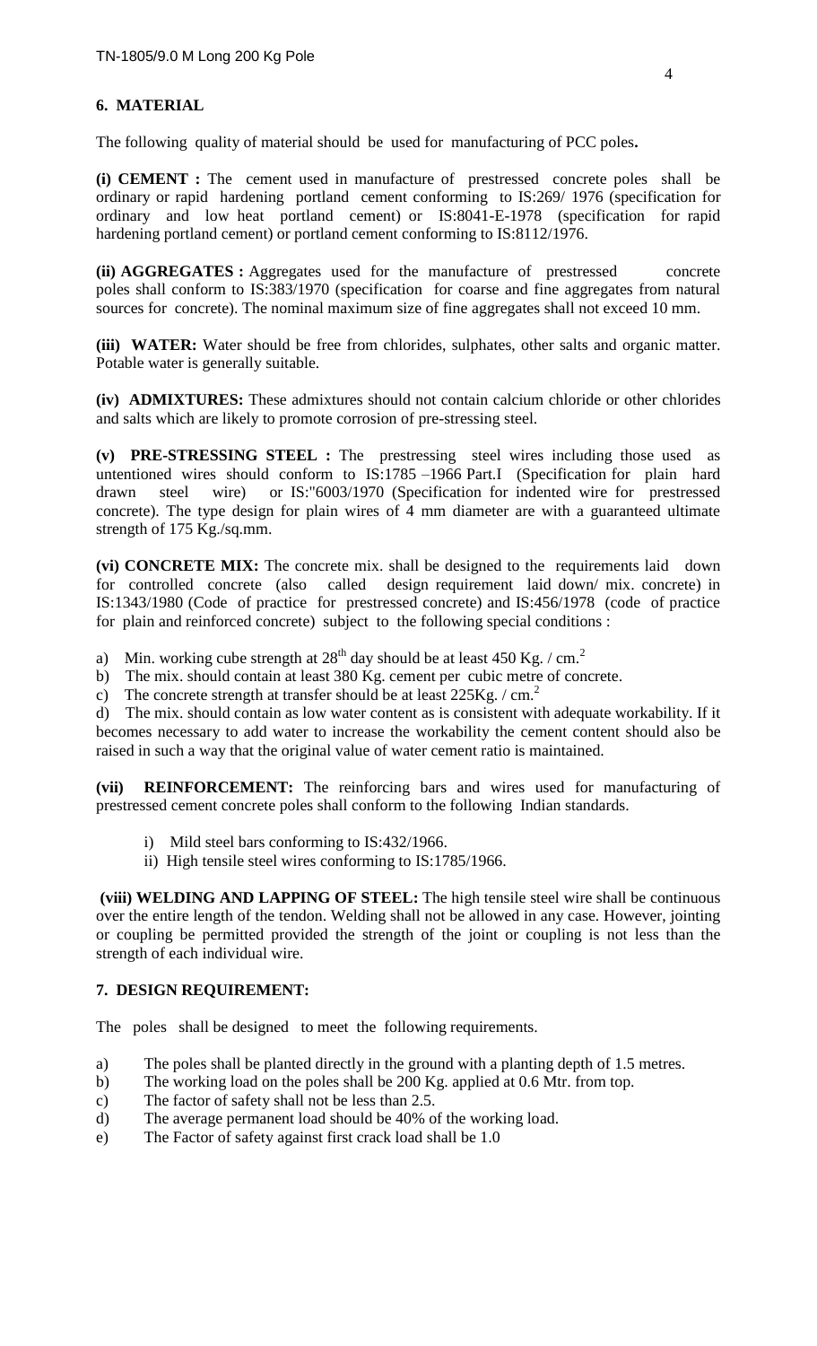## 6. MATERIAL

The following quality of material should be used for manufacturing of PCC poles**.**

**(i) CEMENT :** The cement used in manufacture of prestressed concrete poles shall be ordinary or rapid hardening portland cement conforming to IS:269/ 1976 (specification for ordinary and low heat portland cement) or IS:8041-E-1978 (specification for rapid hardening portland cement) or portland cement conforming to IS:8112/1976.

**(ii) AGGREGATES :** Aggregates used for the manufacture of prestressed concrete poles shall conform to IS:383/1970 (specification for coarse and fine aggregates from natural sources for concrete). The nominal maximum size of fine aggregates shall not exceed 10 mm.

**(iii) WATER:** Water should be free from chlorides, sulphates, other salts and organic matter. Potable water is generally suitable.

**(iv) ADMIXTURES:** These admixtures should not contain calcium chloride or other chlorides and salts which are likely to promote corrosion of pre-stressing steel.

**(v) PRE-STRESSING STEEL :** The prestressing steel wires including those used as untentioned wires should conform to IS:1785 –1966 Part.I (Specification for plain hard drawn steel wire) or IS:"6003/1970 (Specification for indented wire for prestressed concrete). The type design for plain wires of 4 mm diameter are with a guaranteed ultimate strength of 175 Kg./sq.mm.

**(vi) CONCRETE MIX:** The concrete mix. shall be designed to the requirements laid down for controlled concrete (also called design requirement laid down/ mix. concrete) in IS:1343/1980 (Code of practice for prestressed concrete) and IS:456/1978 (code of practice for plain and reinforced concrete) subject to the following special conditions :

a) Min. working cube strength at $28^{th}$ day should be at least 450 Kg. / $cm.^2$

b) The mix. should contain at least 380 Kg. cement per cubic metre of concrete.

c) The concrete strength at transfer should be at least 225Kg. / $cm.^2$

d) The mix. should contain as low water content as is consistent with adequate workability. If it becomes necessary to add water to increase the workability the cement content should also be raised in such a way that the original value of water cement ratio is maintained.

**(vii) REINFORCEMENT:** The reinforcing bars and wires used for manufacturing of prestressed cement concrete poles shall conform to the following Indian standards.

i) Mild steel bars conforming to IS:432/1966.

ii) High tensile steel wires conforming to IS:1785/1966.

**(viii) WELDING AND LAPPING OF STEEL:** The high tensile steel wire shall be continuous over the entire length of the tendon. Welding shall not be allowed in any case. However, jointing or coupling be permitted provided the strength of the joint or coupling is not less than the strength of each individual wire.

## 7. DESIGN REQUIREMENT:

The poles shall be designed to meet the following requirements.

a) The poles shall be planted directly in the ground with a planting depth of 1.5 metres.

b) The working load on the poles shall be 200 Kg. applied at 0.6 Mtr. from top.

c) The factor of safety shall not be less than 2.5.

d) The average permanent load should be 40% of the working load.

e) The Factor of safety against first crack load shall be 1.0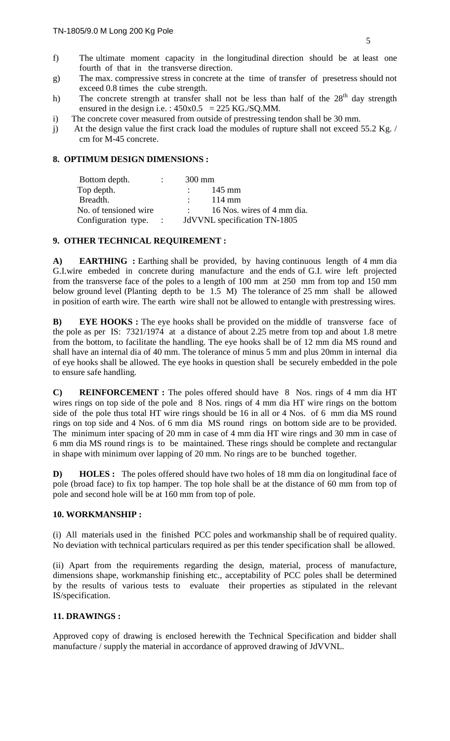f) The ultimate moment capacity in the longitudinal direction should be at least one fourth of that in the transverse direction.

g) The max. compressive stress in concrete at the time of transfer of presetress should not exceed 0.8 times the cube strength.

h) The concrete strength at transfer shall not be less than half of the 28[th] day strength ensured in the design i.e. : 450x0.5 = 225 KG./SQ.MM.

i) The concrete cover measured from outside of prestressing tendon shall be 30 mm.

j) At the design value the first crack load the modules of rupture shall not exceed 55.2 Kg. / cm for M-45 concrete.

## 8. OPTIMUM DESIGN DIMENSIONS :

| | | |
|---|---|---|
| Bottom depth. | : | 300 mm |
| Top depth. | : | 145 mm |
| Breadth. | : | 114 mm |
| No. of tensioned wire | : | 16 Nos. wires of 4 mm dia. |
| Configuration type. | : | JdVVNL specification TN-1805 |

## 9. OTHER TECHNICAL REQUIREMENT :

**A) EARTHING :** Earthing shall be provided, by having continuous length of 4 mm dia G.I.wire embeded in concrete during manufacture and the ends of G.I. wire left projected from the transverse face of the poles to a length of 100 mm at 250 mm from top and 150 mm below ground level (Planting depth to be 1.5 M) The tolerance of 25 mm shall be allowed in position of earth wire. The earth wire shall not be allowed to entangle with prestressing wires.

**B) EYE HOOKS :** The eye hooks shall be provided on the middle of transverse face of the pole as per IS: 7321/1974 at a distance of about 2.25 metre from top and about 1.8 metre from the bottom, to facilitate the handling. The eye hooks shall be of 12 mm dia MS round and shall have an internal dia of 40 mm. The tolerance of minus 5 mm and plus 20mm in internal dia of eye hooks shall be allowed. The eye hooks in question shall be securely embedded in the pole to ensure safe handling.

**C) REINFORCEMENT :** The poles offered should have 8 Nos. rings of 4 mm dia HT wires rings on top side of the pole and 8 Nos. rings of 4 mm dia HT wire rings on the bottom side of the pole thus total HT wire rings should be 16 in all or 4 Nos. of 6 mm dia MS round rings on top side and 4 Nos. of 6 mm dia MS round rings on bottom side are to be provided. The minimum inter spacing of 20 mm in case of 4 mm dia HT wire rings and 30 mm in case of 6 mm dia MS round rings is to be maintained. These rings should be complete and rectangular in shape with minimum over lapping of 20 mm. No rings are to be bunched together.

**D) HOLES :** The poles offered should have two holes of 18 mm dia on longitudinal face of pole (broad face) to fix top hamper. The top hole shall be at the distance of 60 mm from top of pole and second hole will be at 160 mm from top of pole.

## 10. WORKMANSHIP :

(i) All materials used in the finished PCC poles and workmanship shall be of required quality. No deviation with technical particulars required as per this tender specification shall be allowed.

(ii) Apart from the requirements regarding the design, material, process of manufacture, dimensions shape, workmanship finishing etc., acceptability of PCC poles shall be determined by the results of various tests to evaluate their properties as stipulated in the relevant IS/specification.

## 11. DRAWINGS :

Approved copy of drawing is enclosed herewith the Technical Specification and bidder shall manufacture / supply the material in accordance of approved drawing of JdVVNL.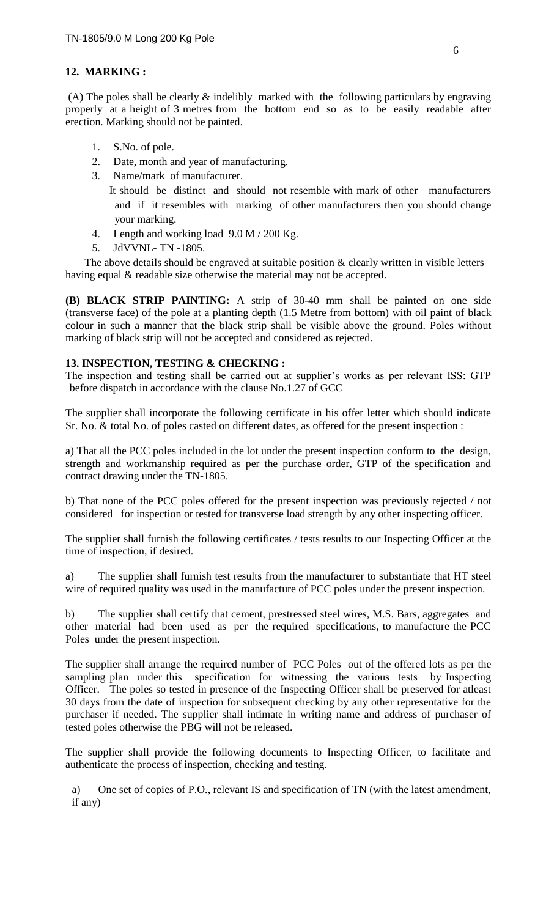## 12. MARKING :

(A) The poles shall be clearly & indelibly marked with the following particulars by engraving properly at a height of 3 metres from the bottom end so as to be easily readable after erection. Marking should not be painted.

1. S.No. of pole.
2. Date, month and year of manufacturing.
3. Name/mark of manufacturer.

   It should be distinct and should not resemble with mark of other manufacturers and if it resembles with marking of other manufacturers then you should change your marking.
4. Length and working load 9.0 M / 200 Kg.
5. JdVVNL- TN -1805.

The above details should be engraved at suitable position & clearly written in visible letters having equal & readable size otherwise the material may not be accepted.

**(B) BLACK STRIP PAINTING:** A strip of 30-40 mm shall be painted on one side (transverse face) of the pole at a planting depth (1.5 Metre from bottom) with oil paint of black colour in such a manner that the black strip shall be visible above the ground. Poles without marking of black strip will not be accepted and considered as rejected.

## 13. INSPECTION, TESTING & CHECKING :

The inspection and testing shall be carried out at supplier's works as per relevant ISS: GTP before dispatch in accordance with the clause No.1.27 of GCC

The supplier shall incorporate the following certificate in his offer letter which should indicate Sr. No. & total No. of poles casted on different dates, as offered for the present inspection :

a) That all the PCC poles included in the lot under the present inspection conform to the design, strength and workmanship required as per the purchase order, GTP of the specification and contract drawing under the TN-1805.

b) That none of the PCC poles offered for the present inspection was previously rejected / not considered for inspection or tested for transverse load strength by any other inspecting officer.

The supplier shall furnish the following certificates / tests results to our Inspecting Officer at the time of inspection, if desired.

a) The supplier shall furnish test results from the manufacturer to substantiate that HT steel wire of required quality was used in the manufacture of PCC poles under the present inspection.

b) The supplier shall certify that cement, prestressed steel wires, M.S. Bars, aggregates and other material had been used as per the required specifications, to manufacture the PCC Poles under the present inspection.

The supplier shall arrange the required number of PCC Poles out of the offered lots as per the sampling plan under this specification for witnessing the various tests by Inspecting Officer. The poles so tested in presence of the Inspecting Officer shall be preserved for atleast 30 days from the date of inspection for subsequent checking by any other representative for the purchaser if needed. The supplier shall intimate in writing name and address of purchaser of tested poles otherwise the PBG will not be released.

The supplier shall provide the following documents to Inspecting Officer, to facilitate and authenticate the process of inspection, checking and testing.

a) One set of copies of P.O., relevant IS and specification of TN (with the latest amendment, if any)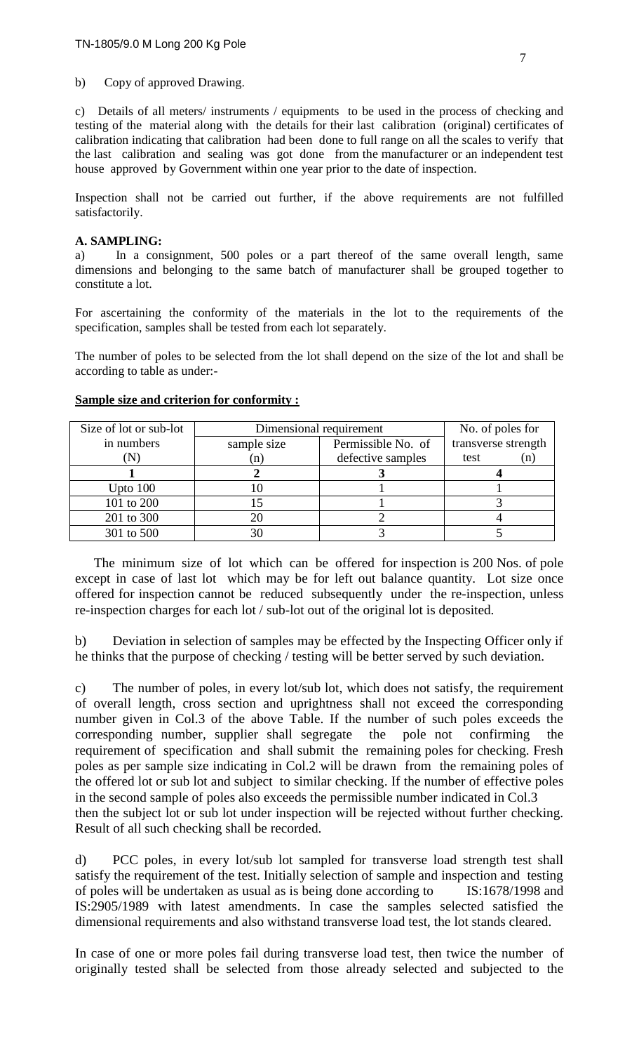b) Copy of approved Drawing.

c) Details of all meters/ instruments / equipments to be used in the process of checking and testing of the material along with the details for their last calibration (original) certificates of calibration indicating that calibration had been done to full range on all the scales to verify that the last calibration and sealing was got done from the manufacturer or an independent test house approved by Government within one year prior to the date of inspection.

Inspection shall not be carried out further, if the above requirements are not fulfilled satisfactorily.

**A. SAMPLING:**

a) In a consignment, 500 poles or a part thereof of the same overall length, same dimensions and belonging to the same batch of manufacturer shall be grouped together to constitute a lot.

For ascertaining the conformity of the materials in the lot to the requirements of the specification, samples shall be tested from each lot separately.

The number of poles to be selected from the lot shall depend on the size of the lot and shall be according to table as under:-

**Sample size and criterion for conformity :**

| Size of lot or sub-lot in numbers (N) | Dimensional requirement | | No. of poles for transverse strength test (n) |
|---|---|---|---|
| | sample size (n) | Permissible No. of defective samples | |
| **1** | **2** | **3** | **4** |
| Upto 100 | 10 | 1 | 1 |
| 101 to 200 | 15 | 1 | 3 |
| 201 to 300 | 20 | 2 | 4 |
| 301 to 500 | 30 | 3 | 5 |

The minimum size of lot which can be offered for inspection is 200 Nos. of pole except in case of last lot which may be for left out balance quantity. Lot size once offered for inspection cannot be reduced subsequently under the re-inspection, unless re-inspection charges for each lot / sub-lot out of the original lot is deposited.

b) Deviation in selection of samples may be effected by the Inspecting Officer only if he thinks that the purpose of checking / testing will be better served by such deviation.

c) The number of poles, in every lot/sub lot, which does not satisfy, the requirement of overall length, cross section and uprightness shall not exceed the corresponding number given in Col.3 of the above Table. If the number of such poles exceeds the corresponding number, supplier shall segregate the pole not confirming the requirement of specification and shall submit the remaining poles for checking. Fresh poles as per sample size indicating in Col.2 will be drawn from the remaining poles of the offered lot or sub lot and subject to similar checking. If the number of effective poles in the second sample of poles also exceeds the permissible number indicated in Col.3 then the subject lot or sub lot under inspection will be rejected without further checking. Result of all such checking shall be recorded.

d) PCC poles, in every lot/sub lot sampled for transverse load strength test shall satisfy the requirement of the test. Initially selection of sample and inspection and testing of poles will be undertaken as usual as is being done according to IS:1678/1998 and IS:2905/1989 with latest amendments. In case the samples selected satisfied the dimensional requirements and also withstand transverse load test, the lot stands cleared.

In case of one or more poles fail during transverse load test, then twice the number of originally tested shall be selected from those already selected and subjected to the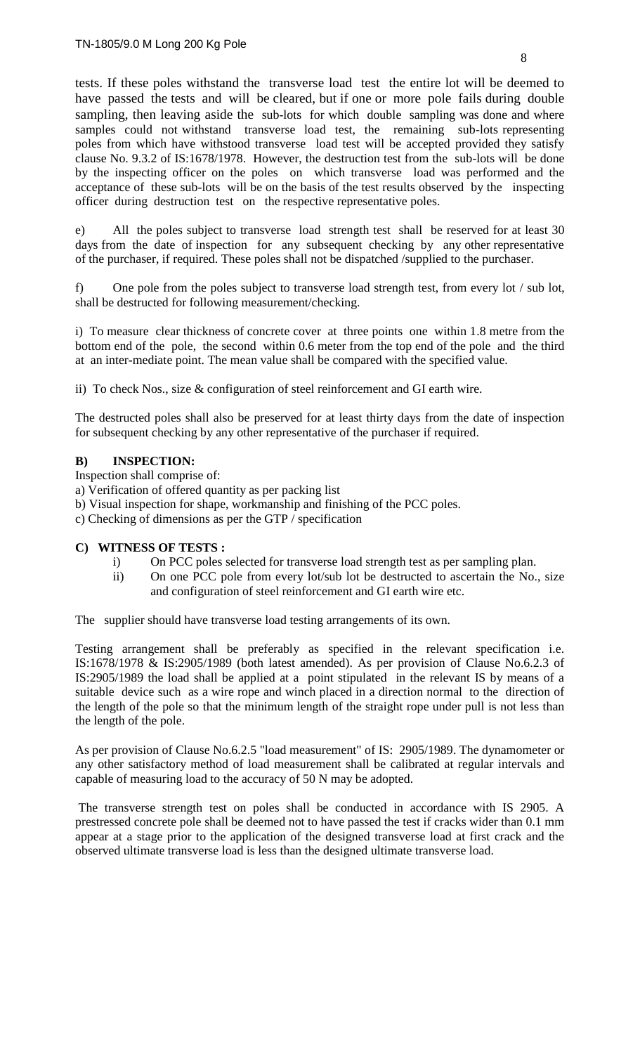tests. If these poles withstand the transverse load test the entire lot will be deemed to have passed the tests and will be cleared, but if one or more pole fails during double sampling, then leaving aside the sub-lots for which double sampling was done and where samples could not withstand transverse load test, the remaining sub-lots representing poles from which have withstood transverse load test will be accepted provided they satisfy clause No. 9.3.2 of IS:1678/1978. However, the destruction test from the sub-lots will be done by the inspecting officer on the poles on which transverse load was performed and the acceptance of these sub-lots will be on the basis of the test results observed by the inspecting officer during destruction test on the respective representative poles.

e) All the poles subject to transverse load strength test shall be reserved for at least 30 days from the date of inspection for any subsequent checking by any other representative of the purchaser, if required. These poles shall not be dispatched /supplied to the purchaser.

f) One pole from the poles subject to transverse load strength test, from every lot / sub lot, shall be destructed for following measurement/checking.

i) To measure clear thickness of concrete cover at three points one within 1.8 metre from the bottom end of the pole, the second within 0.6 meter from the top end of the pole and the third at an inter-mediate point. The mean value shall be compared with the specified value.

ii) To check Nos., size & configuration of steel reinforcement and GI earth wire.

The destructed poles shall also be preserved for at least thirty days from the date of inspection for subsequent checking by any other representative of the purchaser if required.

**B) INSPECTION:**

Inspection shall comprise of:

a) Verification of offered quantity as per packing list

b) Visual inspection for shape, workmanship and finishing of the PCC poles.

c) Checking of dimensions as per the GTP / specification

**C) WITNESS OF TESTS :**

i) On PCC poles selected for transverse load strength test as per sampling plan.

ii) On one PCC pole from every lot/sub lot be destructed to ascertain the No., size and configuration of steel reinforcement and GI earth wire etc.

The supplier should have transverse load testing arrangements of its own.

Testing arrangement shall be preferably as specified in the relevant specification i.e. IS:1678/1978 & IS:2905/1989 (both latest amended). As per provision of Clause No.6.2.3 of IS:2905/1989 the load shall be applied at a point stipulated in the relevant IS by means of a suitable device such as a wire rope and winch placed in a direction normal to the direction of the length of the pole so that the minimum length of the straight rope under pull is not less than the length of the pole.

As per provision of Clause No.6.2.5 "load measurement" of IS: 2905/1989. The dynamometer or any other satisfactory method of load measurement shall be calibrated at regular intervals and capable of measuring load to the accuracy of 50 N may be adopted.

The transverse strength test on poles shall be conducted in accordance with IS 2905. A prestressed concrete pole shall be deemed not to have passed the test if cracks wider than 0.1 mm appear at a stage prior to the application of the designed transverse load at first crack and the observed ultimate transverse load is less than the designed ultimate transverse load.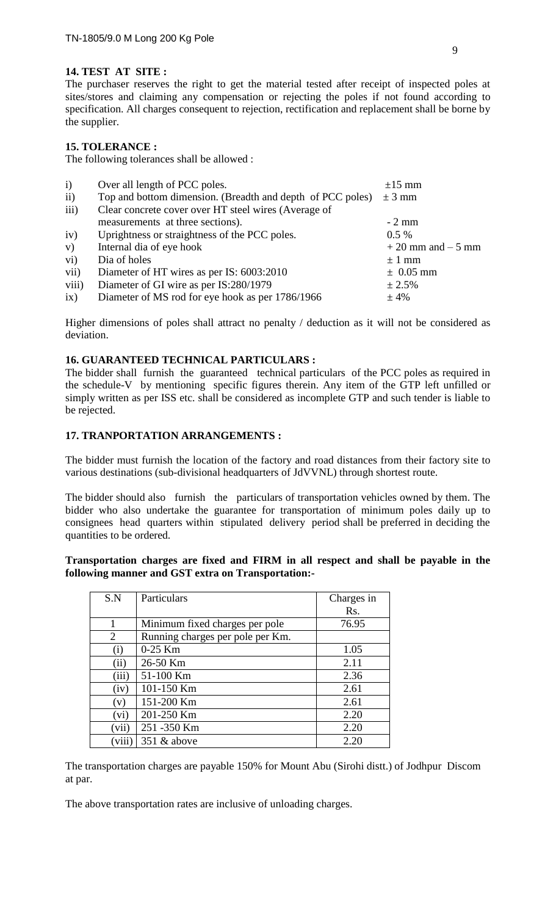## 14. TEST AT SITE :

The purchaser reserves the right to get the material tested after receipt of inspected poles at sites/stores and claiming any compensation or rejecting the poles if not found according to specification. All charges consequent to rejection, rectification and replacement shall be borne by the supplier.

## 15. TOLERANCE :

The following tolerances shall be allowed :

| | | |
|---|---|---|
| i) | Over all length of PCC poles. | ±15 mm |
| ii) | Top and bottom dimension. (Breadth and depth of PCC poles) | ± 3 mm |
| iii) | Clear concrete cover over HT steel wires (Average of measurements at three sections). | - 2 mm |
| iv) | Uprightness or straightness of the PCC poles. | 0.5 % |
| v) | Internal dia of eye hook | + 20 mm and – 5 mm |
| vi) | Dia of holes | ± 1 mm |
| vii) | Diameter of HT wires as per IS: 6003:2010 | ± 0.05 mm |
| viii) | Diameter of GI wire as per IS:280/1979 | ± 2.5% |
| ix) | Diameter of MS rod for eye hook as per 1786/1966 | ± 4% |

Higher dimensions of poles shall attract no penalty / deduction as it will not be considered as deviation.

## 16. GUARANTEED TECHNICAL PARTICULARS :

The bidder shall furnish the guaranteed technical particulars of the PCC poles as required in the schedule-V by mentioning specific figures therein. Any item of the GTP left unfilled or simply written as per ISS etc. shall be considered as incomplete GTP and such tender is liable to be rejected.

## 17. TRANPORTATION ARRANGEMENTS :

The bidder must furnish the location of the factory and road distances from their factory site to various destinations (sub-divisional headquarters of JdVVNL) through shortest route.

The bidder should also furnish the particulars of transportation vehicles owned by them. The bidder who also undertake the guarantee for transportation of minimum poles daily up to consignees head quarters within stipulated delivery period shall be preferred in deciding the quantities to be ordered.

**Transportation charges are fixed and FIRM in all respect and shall be payable in the following manner and GST extra on Transportation:-**

| S.N | Particulars | Charges in Rs. |
|---|---|---|
| 1 | Minimum fixed charges per pole | 76.95 |
| 2 | Running charges per pole per Km. | |
| (i) | 0-25 Km | 1.05 |
| (ii) | 26-50 Km | 2.11 |
| (iii) | 51-100 Km | 2.36 |
| (iv) | 101-150 Km | 2.61 |
| (v) | 151-200 Km | 2.61 |
| (vi) | 201-250 Km | 2.20 |
| (vii) | 251 -350 Km | 2.20 |
| (viii) | 351 & above | 2.20 |

The transportation charges are payable 150% for Mount Abu (Sirohi distt.) of Jodhpur Discom at par.

The above transportation rates are inclusive of unloading charges.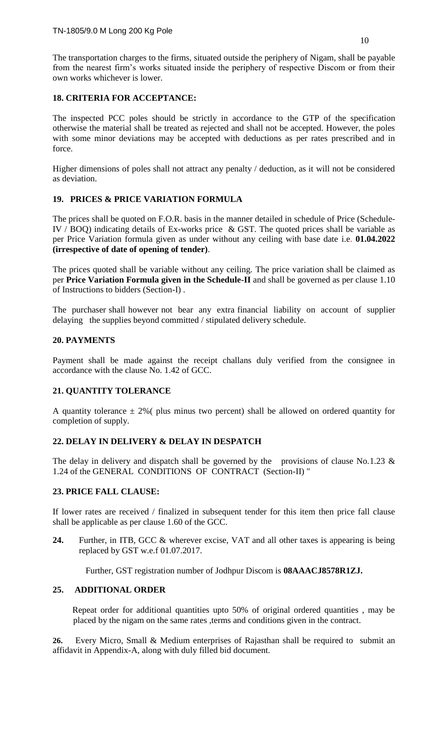The transportation charges to the firms, situated outside the periphery of Nigam, shall be payable from the nearest firm's works situated inside the periphery of respective Discom or from their own works whichever is lower.

**18. CRITERIA FOR ACCEPTANCE:**

The inspected PCC poles should be strictly in accordance to the GTP of the specification otherwise the material shall be treated as rejected and shall not be accepted. However, the poles with some minor deviations may be accepted with deductions as per rates prescribed and in force.

Higher dimensions of poles shall not attract any penalty / deduction, as it will not be considered as deviation.

**19. PRICES & PRICE VARIATION FORMULA**

The prices shall be quoted on F.O.R. basis in the manner detailed in schedule of Price (Schedule-IV / BOQ) indicating details of Ex-works price & GST. The quoted prices shall be variable as per Price Variation formula given as under without any ceiling with base date i.e. **01.04.2022 (irrespective of date of opening of tender)**.

The prices quoted shall be variable without any ceiling. The price variation shall be claimed as per **Price Variation Formula given in the Schedule-II** and shall be governed as per clause 1.10 of Instructions to bidders (Section-I) .

The purchaser shall however not bear any extra financial liability on account of supplier delaying the supplies beyond committed / stipulated delivery schedule.

**20. PAYMENTS**

Payment shall be made against the receipt challans duly verified from the consignee in accordance with the clause No. 1.42 of GCC.

**21. QUANTITY TOLERANCE**

A quantity tolerance ± 2%( plus minus two percent) shall be allowed on ordered quantity for completion of supply.

**22. DELAY IN DELIVERY & DELAY IN DESPATCH**

The delay in delivery and dispatch shall be governed by the provisions of clause No.1.23 & 1.24 of the GENERAL CONDITIONS OF CONTRACT (Section-II) "

**23. PRICE FALL CLAUSE:**

If lower rates are received / finalized in subsequent tender for this item then price fall clause shall be applicable as per clause 1.60 of the GCC.

**24.** Further, in ITB, GCC & wherever excise, VAT and all other taxes is appearing is being replaced by GST w.e.f 01.07.2017.

Further, GST registration number of Jodhpur Discom is **08AAACJ8578R1ZJ.**

**25. ADDITIONAL ORDER**

Repeat order for additional quantities upto 50% of original ordered quantities , may be placed by the nigam on the same rates ,terms and conditions given in the contract.

**26.** Every Micro, Small & Medium enterprises of Rajasthan shall be required to submit an affidavit in Appendix-A, along with duly filled bid document.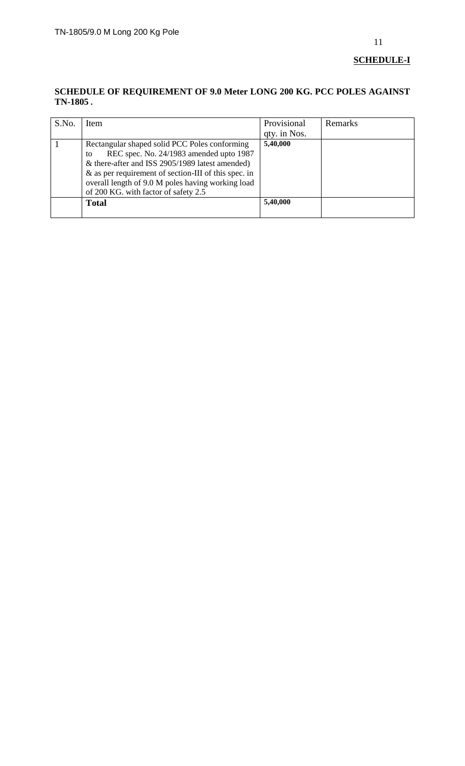**SCHEDULE-I**

**SCHEDULE OF REQUIREMENT OF 9.0 Meter LONG 200 KG. PCC POLES AGAINST TN-1805 .**

| S.No. | Item | Provisional qty. in Nos. | Remarks |
|---|---|---|---|
| 1 | Rectangular shaped solid PCC Poles conforming to REC spec. No. 24/1983 amended upto 1987 & there-after and ISS 2905/1989 latest amended) & as per requirement of section-III of this spec. in overall length of 9.0 M poles having working load of 200 KG. with factor of safety 2.5 | **5,40,000** | |
| | **Total** | **5,40,000** | |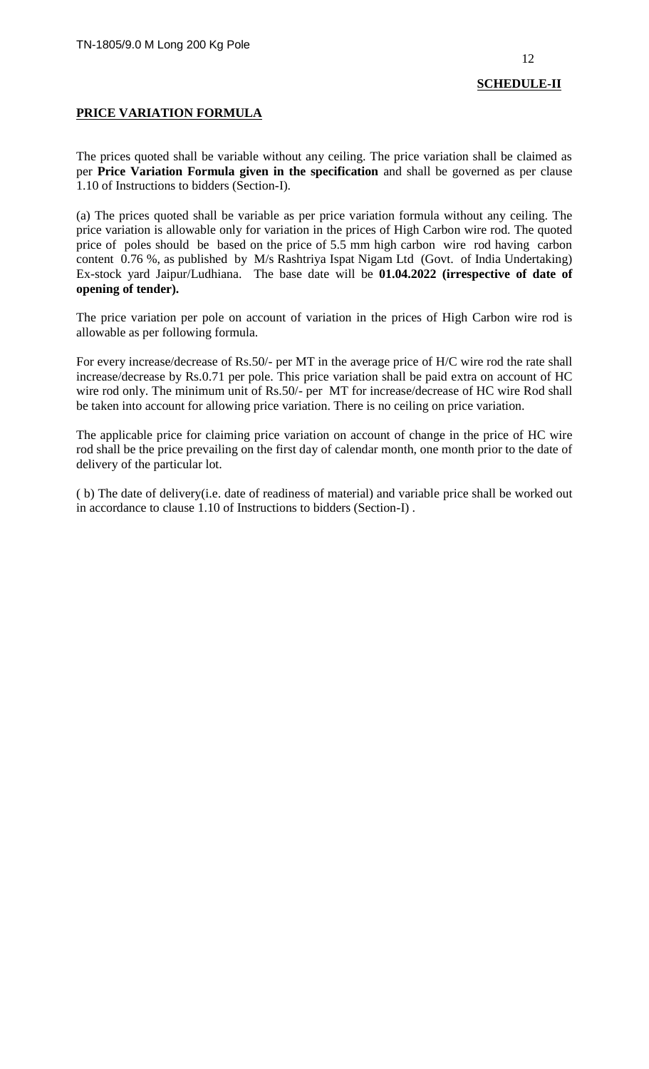**SCHEDULE-II**

**PRICE VARIATION FORMULA**

The prices quoted shall be variable without any ceiling. The price variation shall be claimed as per **Price Variation Formula given in the specification** and shall be governed as per clause 1.10 of Instructions to bidders (Section-I).

(a) The prices quoted shall be variable as per price variation formula without any ceiling. The price variation is allowable only for variation in the prices of High Carbon wire rod. The quoted price of poles should be based on the price of 5.5 mm high carbon wire rod having carbon content 0.76 %, as published by M/s Rashtriya Ispat Nigam Ltd (Govt. of India Undertaking) Ex-stock yard Jaipur/Ludhiana. The base date will be **01.04.2022 (irrespective of date of opening of tender).**

The price variation per pole on account of variation in the prices of High Carbon wire rod is allowable as per following formula.

For every increase/decrease of Rs.50/- per MT in the average price of H/C wire rod the rate shall increase/decrease by Rs.0.71 per pole. This price variation shall be paid extra on account of HC wire rod only. The minimum unit of Rs.50/- per MT for increase/decrease of HC wire Rod shall be taken into account for allowing price variation. There is no ceiling on price variation.

The applicable price for claiming price variation on account of change in the price of HC wire rod shall be the price prevailing on the first day of calendar month, one month prior to the date of delivery of the particular lot.

( b) The date of delivery(i.e. date of readiness of material) and variable price shall be worked out in accordance to clause 1.10 of Instructions to bidders (Section-I) .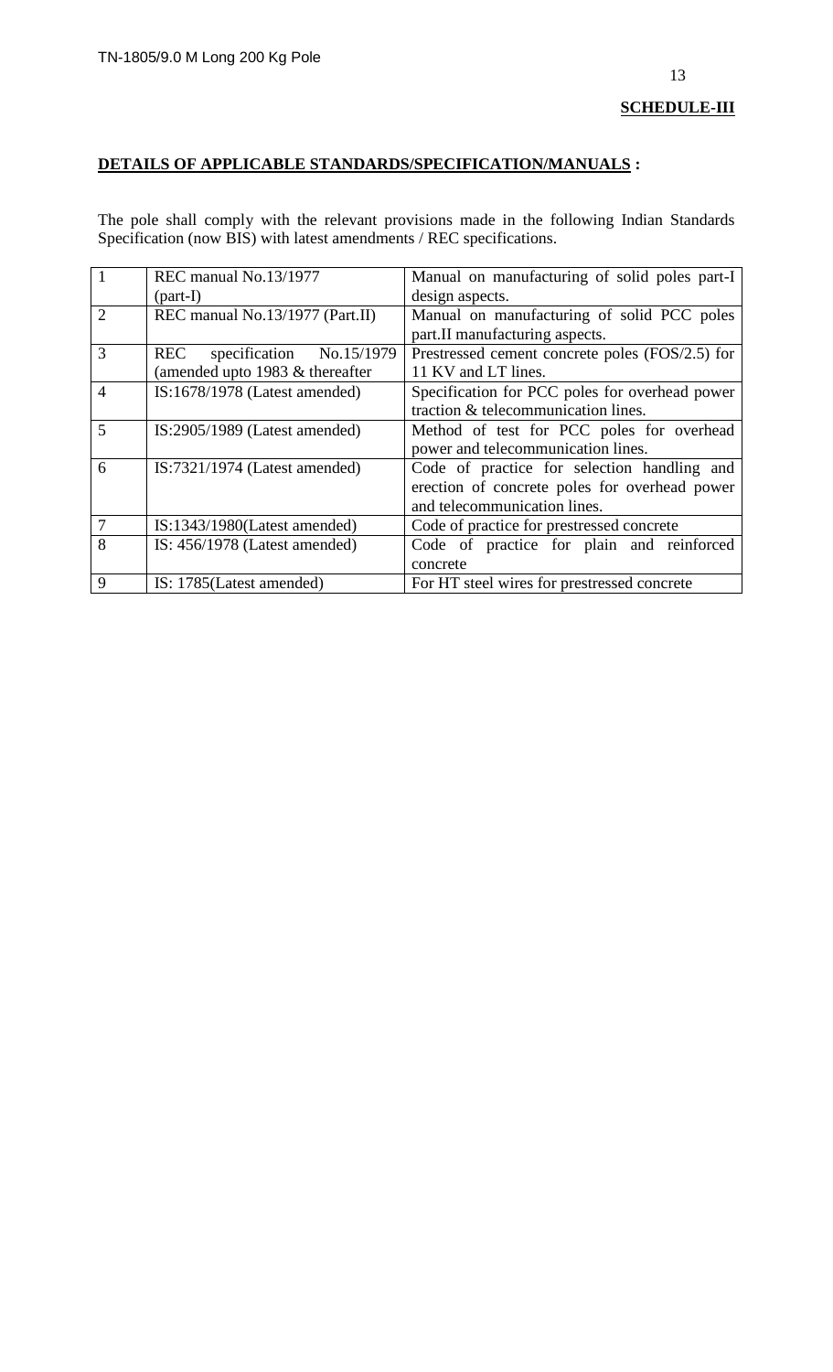**SCHEDULE-III**

**DETAILS OF APPLICABLE STANDARDS/SPECIFICATION/MANUALS :**

The pole shall comply with the relevant provisions made in the following Indian Standards Specification (now BIS) with latest amendments / REC specifications.

| | | |
|---|---|---|
| 1 | REC manual No.13/1977 (part-I) | Manual on manufacturing of solid poles part-I design aspects. |
| 2 | REC manual No.13/1977 (Part.II) | Manual on manufacturing of solid PCC poles part.II manufacturing aspects. |
| 3 | REC specification No.15/1979 (amended upto 1983 & thereafter | Prestressed cement concrete poles (FOS/2.5) for 11 KV and LT lines. |
| 4 | IS:1678/1978 (Latest amended) | Specification for PCC poles for overhead power traction & telecommunication lines. |
| 5 | IS:2905/1989 (Latest amended) | Method of test for PCC poles for overhead power and telecommunication lines. |
| 6 | IS:7321/1974 (Latest amended) | Code of practice for selection handling and erection of concrete poles for overhead power and telecommunication lines. |
| 7 | IS:1343/1980(Latest amended) | Code of practice for prestressed concrete |
| 8 | IS: 456/1978 (Latest amended) | Code of practice for plain and reinforced concrete |
| 9 | IS: 1785(Latest amended) | For HT steel wires for prestressed concrete |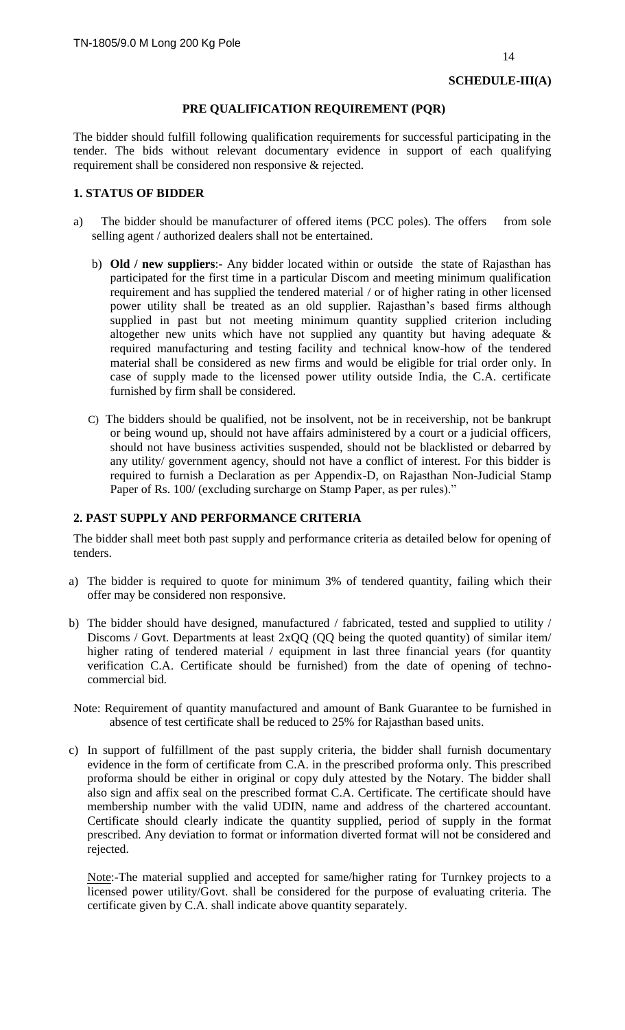**SCHEDULE-III(A)**

**PRE QUALIFICATION REQUIREMENT (PQR)**

The bidder should fulfill following qualification requirements for successful participating in the tender. The bids without relevant documentary evidence in support of each qualifying requirement shall be considered non responsive & rejected.

**1. STATUS OF BIDDER**

a) The bidder should be manufacturer of offered items (PCC poles). The offers from sole selling agent / authorized dealers shall not be entertained.

b) **Old / new suppliers**:- Any bidder located within or outside the state of Rajasthan has participated for the first time in a particular Discom and meeting minimum qualification requirement and has supplied the tendered material / or of higher rating in other licensed power utility shall be treated as an old supplier. Rajasthan's based firms although supplied in past but not meeting minimum quantity supplied criterion including altogether new units which have not supplied any quantity but having adequate & required manufacturing and testing facility and technical know-how of the tendered material shall be considered as new firms and would be eligible for trial order only. In case of supply made to the licensed power utility outside India, the C.A. certificate furnished by firm shall be considered.

C) The bidders should be qualified, not be insolvent, not be in receivership, not be bankrupt or being wound up, should not have affairs administered by a court or a judicial officers, should not have business activities suspended, should not be blacklisted or debarred by any utility/ government agency, should not have a conflict of interest. For this bidder is required to furnish a Declaration as per Appendix-D, on Rajasthan Non-Judicial Stamp Paper of Rs. 100/ (excluding surcharge on Stamp Paper, as per rules)."

**2. PAST SUPPLY AND PERFORMANCE CRITERIA**

The bidder shall meet both past supply and performance criteria as detailed below for opening of tenders.

a) The bidder is required to quote for minimum 3% of tendered quantity, failing which their offer may be considered non responsive.

b) The bidder should have designed, manufactured / fabricated, tested and supplied to utility / Discoms / Govt. Departments at least 2xQQ (QQ being the quoted quantity) of similar item/ higher rating of tendered material / equipment in last three financial years (for quantity verification C.A. Certificate should be furnished) from the date of opening of techno-commercial bid.

Note: Requirement of quantity manufactured and amount of Bank Guarantee to be furnished in absence of test certificate shall be reduced to 25% for Rajasthan based units.

c) In support of fulfillment of the past supply criteria, the bidder shall furnish documentary evidence in the form of certificate from C.A. in the prescribed proforma only. This prescribed proforma should be either in original or copy duly attested by the Notary. The bidder shall also sign and affix seal on the prescribed format C.A. Certificate. The certificate should have membership number with the valid UDIN, name and address of the chartered accountant. Certificate should clearly indicate the quantity supplied, period of supply in the format prescribed. Any deviation to format or information diverted format will not be considered and rejected.

Note:-The material supplied and accepted for same/higher rating for Turnkey projects to a licensed power utility/Govt. shall be considered for the purpose of evaluating criteria. The certificate given by C.A. shall indicate above quantity separately.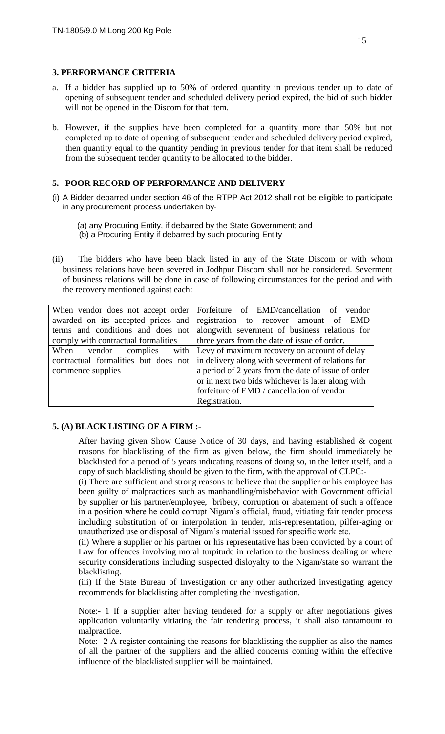### 3. PERFORMANCE CRITERIA

a. If a bidder has supplied up to 50% of ordered quantity in previous tender up to date of opening of subsequent tender and scheduled delivery period expired, the bid of such bidder will not be opened in the Discom for that item.

b. However, if the supplies have been completed for a quantity more than 50% but not completed up to date of opening of subsequent tender and scheduled delivery period expired, then quantity equal to the quantity pending in previous tender for that item shall be reduced from the subsequent tender quantity to be allocated to the bidder.

### 5. POOR RECORD OF PERFORMANCE AND DELIVERY

(i) A Bidder debarred under section 46 of the RTPP Act 2012 shall not be eligible to participate in any procurement process undertaken by-

(a) any Procuring Entity, if debarred by the State Government; and
(b) a Procuring Entity if debarred by such procuring Entity

(ii) The bidders who have been black listed in any of the State Discom or with whom business relations have been severed in Jodhpur Discom shall not be considered. Severment of business relations will be done in case of following circumstances for the period and with the recovery mentioned against each:

| | |
|---|---|
| When vendor does not accept order awarded on its accepted prices and terms and conditions and does not comply with contractual formalities | Forfeiture of EMD/cancellation of vendor registration to recover amount of EMD alongwith severment of business relations for three years from the date of issue of order. |
| When vendor complies with contractual formalities but does not commence supplies | Levy of maximum recovery on account of delay in delivery along with severment of relations for a period of 2 years from the date of issue of order or in next two bids whichever is later along with forfeiture of EMD / cancellation of vendor Registration. |

### 5. (A) BLACK LISTING OF A FIRM :-

After having given Show Cause Notice of 30 days, and having established & cogent reasons for blacklisting of the firm as given below, the firm should immediately be blacklisted for a period of 5 years indicating reasons of doing so, in the letter itself, and a copy of such blacklisting should be given to the firm, with the approval of CLPC:-

(i) There are sufficient and strong reasons to believe that the supplier or his employee has been guilty of malpractices such as manhandling/misbehavior with Government official by supplier or his partner/employee, bribery, corruption or abatement of such a offence in a position where he could corrupt Nigam's official, fraud, vitiating fair tender process including substitution of or interpolation in tender, mis-representation, pilfer-aging or unauthorized use or disposal of Nigam's material issued for specific work etc.

(ii) Where a supplier or his partner or his representative has been convicted by a court of Law for offences involving moral turpitude in relation to the business dealing or where security considerations including suspected disloyalty to the Nigam/state so warrant the blacklisting.

(iii) If the State Bureau of Investigation or any other authorized investigating agency recommends for blacklisting after completing the investigation.

Note:- 1 If a supplier after having tendered for a supply or after negotiations gives application voluntarily vitiating the fair tendering process, it shall also tantamount to malpractice.

Note:- 2 A register containing the reasons for blacklisting the supplier as also the names of all the partner of the suppliers and the allied concerns coming within the effective influence of the blacklisted supplier will be maintained.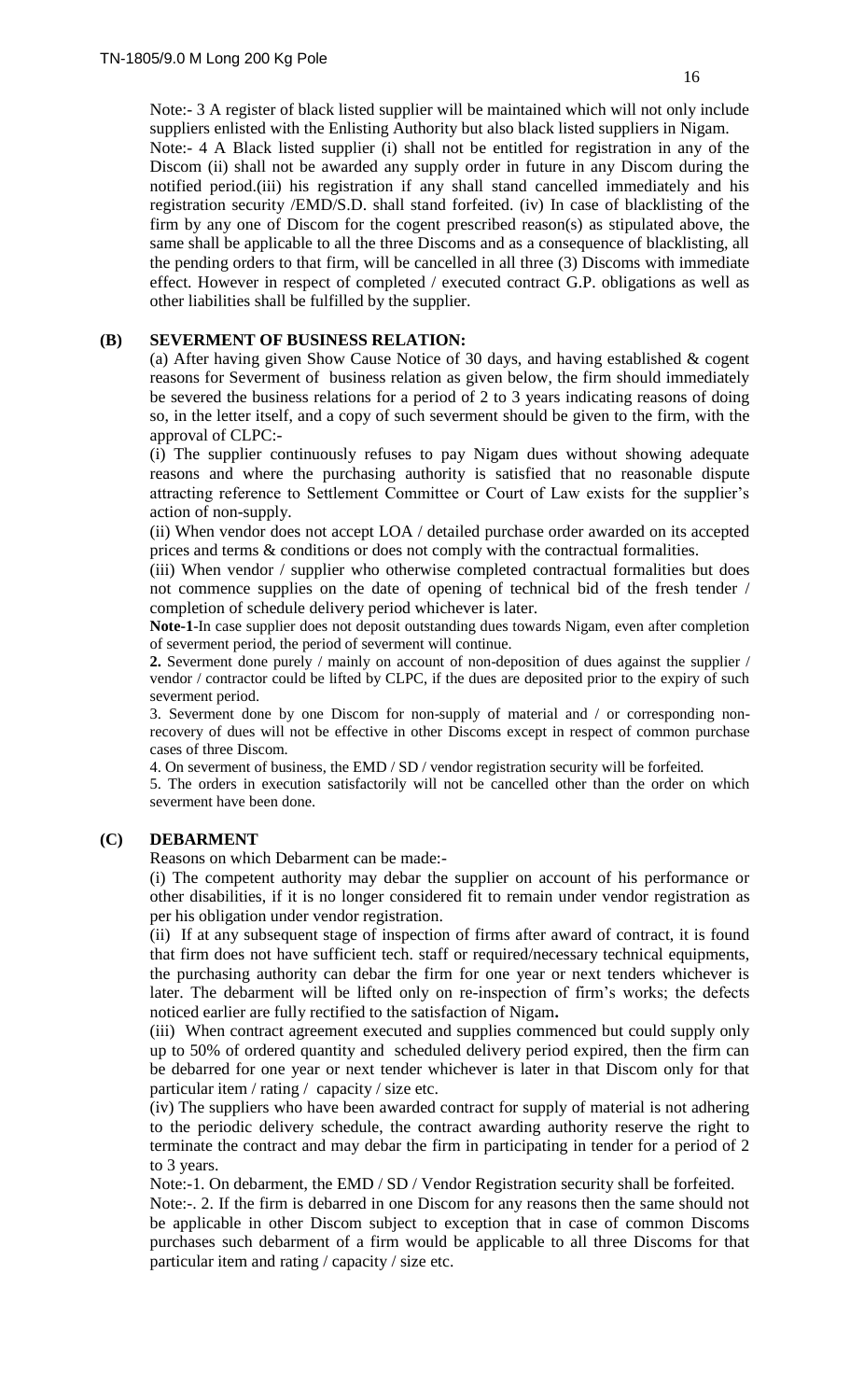Note:- 3 A register of black listed supplier will be maintained which will not only include suppliers enlisted with the Enlisting Authority but also black listed suppliers in Nigam.

Note:- 4 A Black listed supplier (i) shall not be entitled for registration in any of the Discom (ii) shall not be awarded any supply order in future in any Discom during the notified period.(iii) his registration if any shall stand cancelled immediately and his registration security /EMD/S.D. shall stand forfeited. (iv) In case of blacklisting of the firm by any one of Discom for the cogent prescribed reason(s) as stipulated above, the same shall be applicable to all the three Discoms and as a consequence of blacklisting, all the pending orders to that firm, will be cancelled in all three (3) Discoms with immediate effect. However in respect of completed / executed contract G.P. obligations as well as other liabilities shall be fulfilled by the supplier.

**(B) SEVERMENT OF BUSINESS RELATION:**

(a) After having given Show Cause Notice of 30 days, and having established & cogent reasons for Severment of business relation as given below, the firm should immediately be severed the business relations for a period of 2 to 3 years indicating reasons of doing so, in the letter itself, and a copy of such severment should be given to the firm, with the approval of CLPC:-

(i) The supplier continuously refuses to pay Nigam dues without showing adequate reasons and where the purchasing authority is satisfied that no reasonable dispute attracting reference to Settlement Committee or Court of Law exists for the supplier's action of non-supply.

(ii) When vendor does not accept LOA / detailed purchase order awarded on its accepted prices and terms & conditions or does not comply with the contractual formalities.

(iii) When vendor / supplier who otherwise completed contractual formalities but does not commence supplies on the date of opening of technical bid of the fresh tender / completion of schedule delivery period whichever is later.

**Note-1**-In case supplier does not deposit outstanding dues towards Nigam, even after completion of severment period, the period of severment will continue.

**2.** Severment done purely / mainly on account of non-deposition of dues against the supplier / vendor / contractor could be lifted by CLPC, if the dues are deposited prior to the expiry of such severment period.

3. Severment done by one Discom for non-supply of material and / or corresponding non-recovery of dues will not be effective in other Discoms except in respect of common purchase cases of three Discom.

4. On severment of business, the EMD / SD / vendor registration security will be forfeited.

5. The orders in execution satisfactorily will not be cancelled other than the order on which severment have been done.

**(C) DEBARMENT**

Reasons on which Debarment can be made:-

(i) The competent authority may debar the supplier on account of his performance or other disabilities, if it is no longer considered fit to remain under vendor registration as per his obligation under vendor registration.

(ii) If at any subsequent stage of inspection of firms after award of contract, it is found that firm does not have sufficient tech. staff or required/necessary technical equipments, the purchasing authority can debar the firm for one year or next tenders whichever is later. The debarment will be lifted only on re-inspection of firm's works; the defects noticed earlier are fully rectified to the satisfaction of Nigam**.**

(iii) When contract agreement executed and supplies commenced but could supply only up to 50% of ordered quantity and scheduled delivery period expired, then the firm can be debarred for one year or next tender whichever is later in that Discom only for that particular item / rating / capacity / size etc.

(iv) The suppliers who have been awarded contract for supply of material is not adhering to the periodic delivery schedule, the contract awarding authority reserve the right to terminate the contract and may debar the firm in participating in tender for a period of 2 to 3 years.

Note:-1. On debarment, the EMD / SD / Vendor Registration security shall be forfeited.

Note:-. 2. If the firm is debarred in one Discom for any reasons then the same should not be applicable in other Discom subject to exception that in case of common Discoms purchases such debarment of a firm would be applicable to all three Discoms for that particular item and rating / capacity / size etc.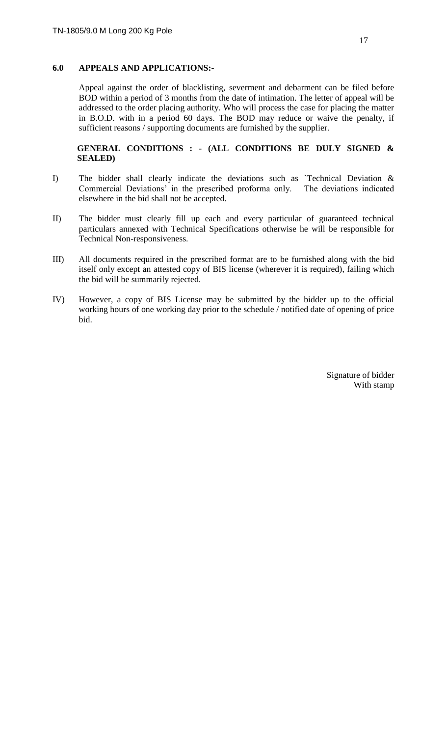## 6.0 APPEALS AND APPLICATIONS:-

Appeal against the order of blacklisting, severment and debarment can be filed before BOD within a period of 3 months from the date of intimation. The letter of appeal will be addressed to the order placing authority. Who will process the case for placing the matter in B.O.D. with in a period 60 days. The BOD may reduce or waive the penalty, if sufficient reasons / supporting documents are furnished by the supplier.

**GENERAL CONDITIONS : - (ALL CONDITIONS BE DULY SIGNED & SEALED)**

I) The bidder shall clearly indicate the deviations such as `Technical Deviation & Commercial Deviations' in the prescribed proforma only. The deviations indicated elsewhere in the bid shall not be accepted.

II) The bidder must clearly fill up each and every particular of guaranteed technical particulars annexed with Technical Specifications otherwise he will be responsible for Technical Non-responsiveness.

III) All documents required in the prescribed format are to be furnished along with the bid itself only except an attested copy of BIS license (wherever it is required), failing which the bid will be summarily rejected.

IV) However, a copy of BIS License may be submitted by the bidder up to the official working hours of one working day prior to the schedule / notified date of opening of price bid.

Signature of bidder
With stamp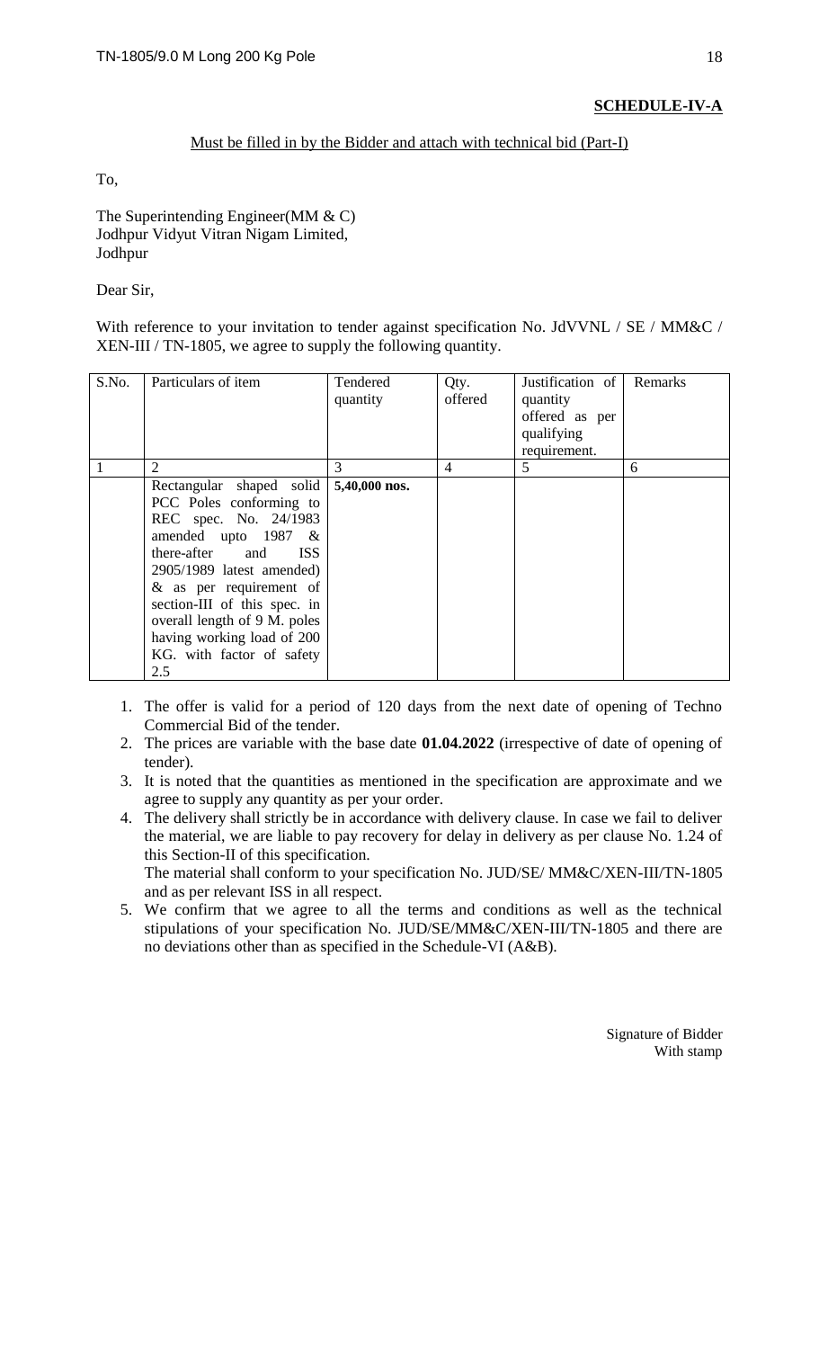**SCHEDULE-IV-A**

Must be filled in by the Bidder and attach with technical bid (Part-I)

To,

The Superintending Engineer(MM & C)
Jodhpur Vidyut Vitran Nigam Limited,
Jodhpur

Dear Sir,

With reference to your invitation to tender against specification No. JdVVNL / SE / MM&C / XEN-III / TN-1805, we agree to supply the following quantity.

| S.No. | Particulars of item | Tendered quantity | Qty. offered | Justification of quantity offered as per qualifying requirement. | Remarks |
|---|---|---|---|---|---|
| 1 | 2 | 3 | 4 | 5 | 6 |
| | Rectangular shaped solid PCC Poles conforming to REC spec. No. 24/1983 amended upto 1987 & there-after and ISS 2905/1989 latest amended) & as per requirement of section-III of this spec. in overall length of 9 M. poles having working load of 200 KG. with factor of safety 2.5 | **5,40,000 nos.** | | | |

1. The offer is valid for a period of 120 days from the next date of opening of Techno Commercial Bid of the tender.
2. The prices are variable with the base date **01.04.2022** (irrespective of date of opening of tender).
3. It is noted that the quantities as mentioned in the specification are approximate and we agree to supply any quantity as per your order.
4. The delivery shall strictly be in accordance with delivery clause. In case we fail to deliver the material, we are liable to pay recovery for delay in delivery as per clause No. 1.24 of this Section-II of this specification.
   The material shall conform to your specification No. JUD/SE/ MM&C/XEN-III/TN-1805 and as per relevant ISS in all respect.
5. We confirm that we agree to all the terms and conditions as well as the technical stipulations of your specification No. JUD/SE/MM&C/XEN-III/TN-1805 and there are no deviations other than as specified in the Schedule-VI (A&B).

Signature of Bidder
With stamp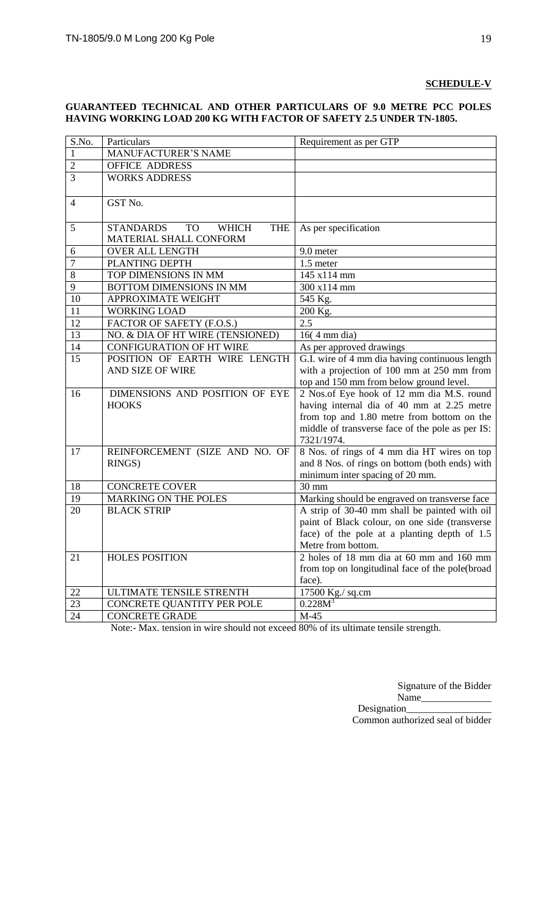**SCHEDULE-V**

**GUARANTEED TECHNICAL AND OTHER PARTICULARS OF 9.0 METRE PCC POLES HAVING WORKING LOAD 200 KG WITH FACTOR OF SAFETY 2.5 UNDER TN-1805.**

| S.No. | Particulars | Requirement as per GTP |
|---|---|---|
| 1 | MANUFACTURER'S NAME | |
| 2 | OFFICE ADDRESS | |
| 3 | WORKS ADDRESS | |
| 4 | GST No. | |
| 5 | STANDARDS TO WHICH THE MATERIAL SHALL CONFORM | As per specification |
| 6 | OVER ALL LENGTH | 9.0 meter |
| 7 | PLANTING DEPTH | 1.5 meter |
| 8 | TOP DIMENSIONS IN MM | 145 x114 mm |
| 9 | BOTTOM DIMENSIONS IN MM | 300 x114 mm |
| 10 | APPROXIMATE WEIGHT | 545 Kg. |
| 11 | WORKING LOAD | 200 Kg. |
| 12 | FACTOR OF SAFETY (F.O.S.) | 2.5 |
| 13 | NO. & DIA OF HT WIRE (TENSIONED) | 16( 4 mm dia) |
| 14 | CONFIGURATION OF HT WIRE | As per approved drawings |
| 15 | POSITION OF EARTH WIRE LENGTH AND SIZE OF WIRE | G.I. wire of 4 mm dia having continuous length with a projection of 100 mm at 250 mm from top and 150 mm from below ground level. |
| 16 | DIMENSIONS AND POSITION OF EYE HOOKS | 2 Nos.of Eye hook of 12 mm dia M.S. round having internal dia of 40 mm at 2.25 metre from top and 1.80 metre from bottom on the middle of transverse face of the pole as per IS: 7321/1974. |
| 17 | REINFORCEMENT (SIZE AND NO. OF RINGS) | 8 Nos. of rings of 4 mm dia HT wires on top and 8 Nos. of rings on bottom (both ends) with minimum inter spacing of 20 mm. |
| 18 | CONCRETE COVER | 30 mm |
| 19 | MARKING ON THE POLES | Marking should be engraved on transverse face |
| 20 | BLACK STRIP | A strip of 30-40 mm shall be painted with oil paint of Black colour, on one side (transverse face) of the pole at a planting depth of 1.5 Metre from bottom. |
| 21 | HOLES POSITION | 2 holes of 18 mm dia at 60 mm and 160 mm from top on longitudinal face of the pole(broad face). |
| 22 | ULTIMATE TENSILE STRENTH | 17500 Kg./ sq.cm |
| 23 | CONCRETE QUANTITY PER POLE | $0.228M^3$ |
| 24 | CONCRETE GRADE | M-45 |

Note:- Max. tension in wire should not exceed 80% of its ultimate tensile strength.

Signature of the Bidder
Name______________
Designation________________
Common authorized seal of bidder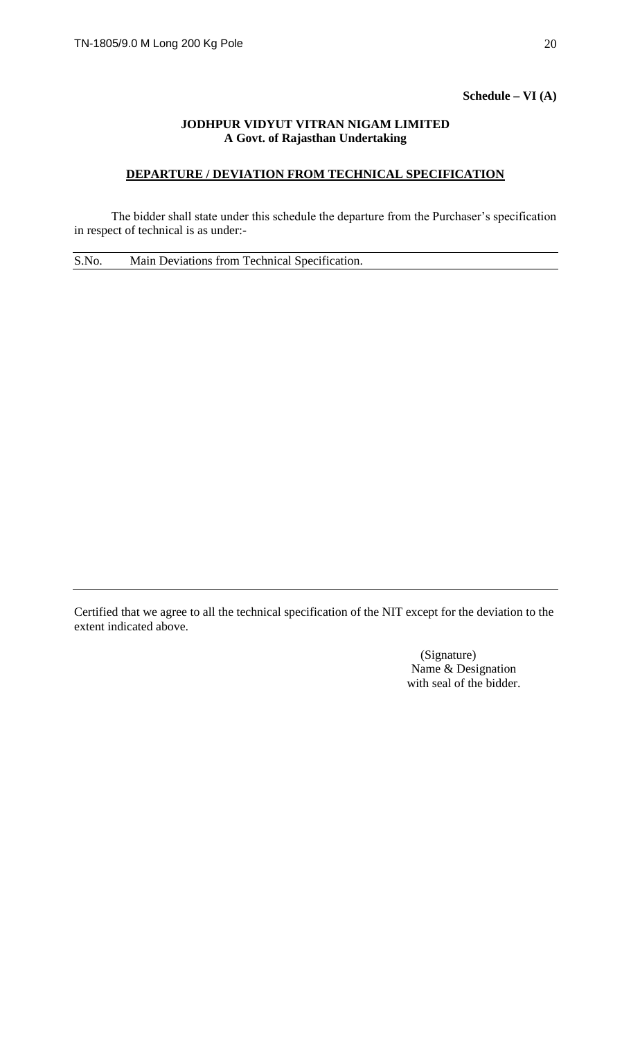**Schedule – VI (A)**

**JODHPUR VIDYUT VITRAN NIGAM LIMITED**
**A Govt. of Rajasthan Undertaking**

**DEPARTURE / DEVIATION FROM TECHNICAL SPECIFICATION**

The bidder shall state under this schedule the departure from the Purchaser's specification in respect of technical is as under:-

| S.No. | Main Deviations from Technical Specification. |
|---|---|
| | |

Certified that we agree to all the technical specification of the NIT except for the deviation to the extent indicated above.

(Signature)
Name & Designation
with seal of the bidder.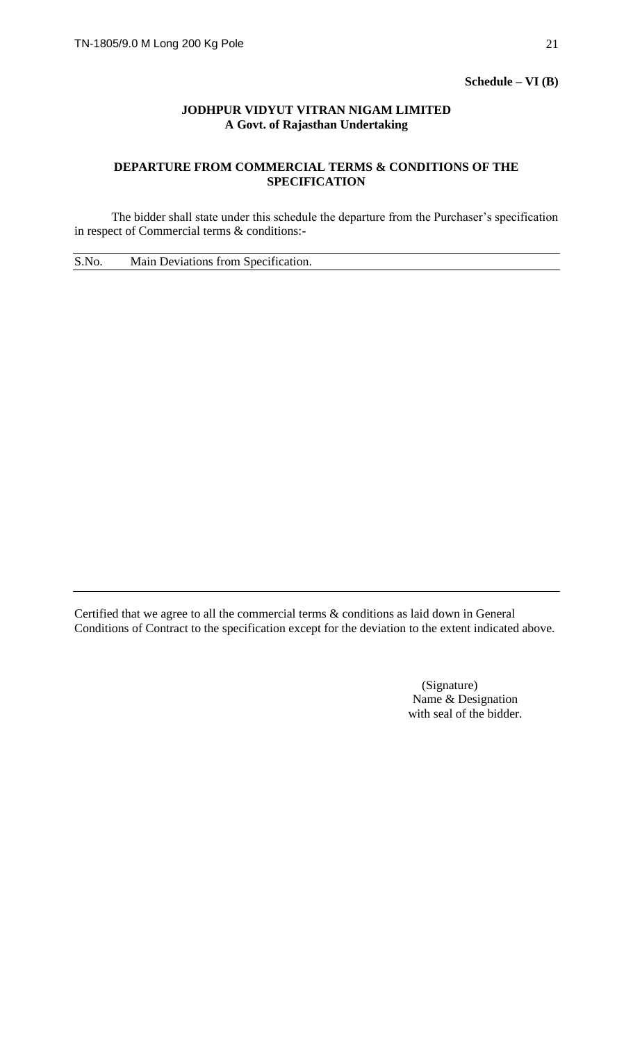**Schedule – VI (B)**

**JODHPUR VIDYUT VITRAN NIGAM LIMITED**
**A Govt. of Rajasthan Undertaking**

## DEPARTURE FROM COMMERCIAL TERMS & CONDITIONS OF THE SPECIFICATION

The bidder shall state under this schedule the departure from the Purchaser's specification in respect of Commercial terms & conditions:-

| S.No. | Main Deviations from Specification. |
|---|---|
| | |

Certified that we agree to all the commercial terms & conditions as laid down in General Conditions of Contract to the specification except for the deviation to the extent indicated above.

(Signature)
Name & Designation
with seal of the bidder.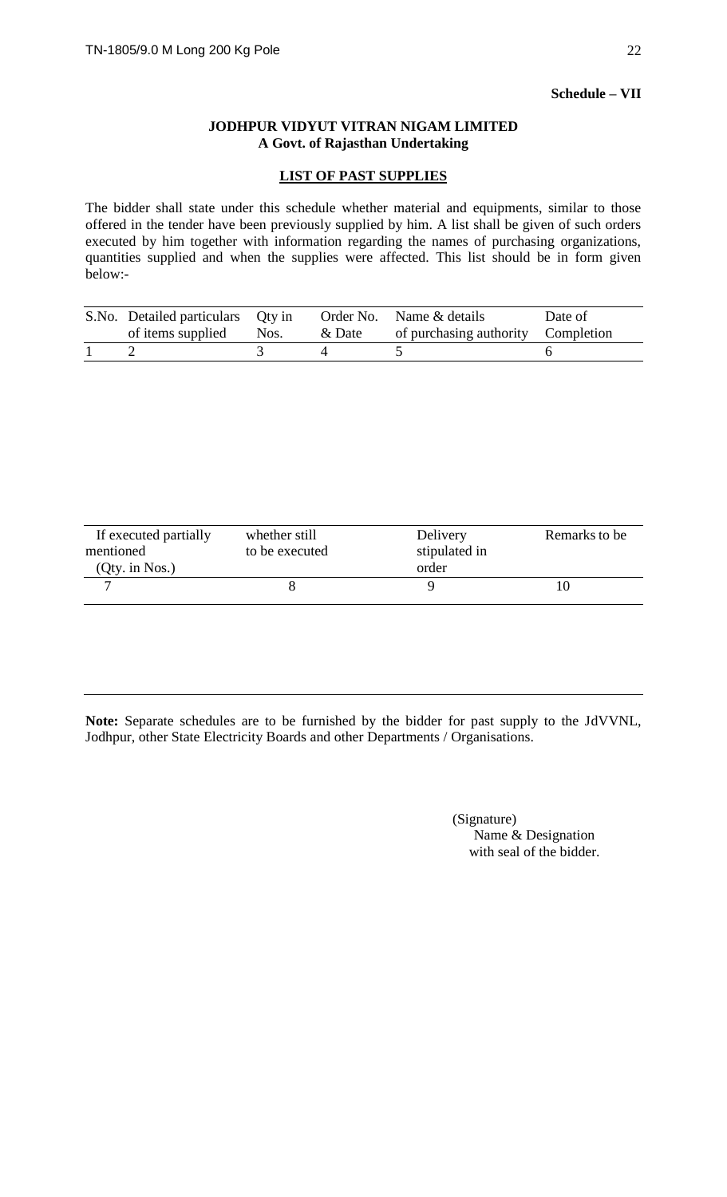**Schedule – VII**

**JODHPUR VIDYUT VITRAN NIGAM LIMITED**
**A Govt. of Rajasthan Undertaking**

## LIST OF PAST SUPPLIES

The bidder shall state under this schedule whether material and equipments, similar to those offered in the tender have been previously supplied by him. A list shall be given of such orders executed by him together with information regarding the names of purchasing organizations, quantities supplied and when the supplies were affected. This list should be in form given below:-

| S.No. | Detailed particulars of items supplied | Qty in Nos. | Order No. & Date | Name & details of purchasing authority | Date of Completion |
|---|---|---|---|---|---|
| 1 | 2 | 3 | 4 | 5 | 6 |

| If executed partially mentioned (Qty. in Nos.) | whether still to be executed | Delivery stipulated in order | Remarks to be |
|---|---|---|---|
| 7 | 8 | 9 | 10 |

**Note:** Separate schedules are to be furnished by the bidder for past supply to the JdVVNL, Jodhpur, other State Electricity Boards and other Departments / Organisations.

(Signature)
Name & Designation
with seal of the bidder.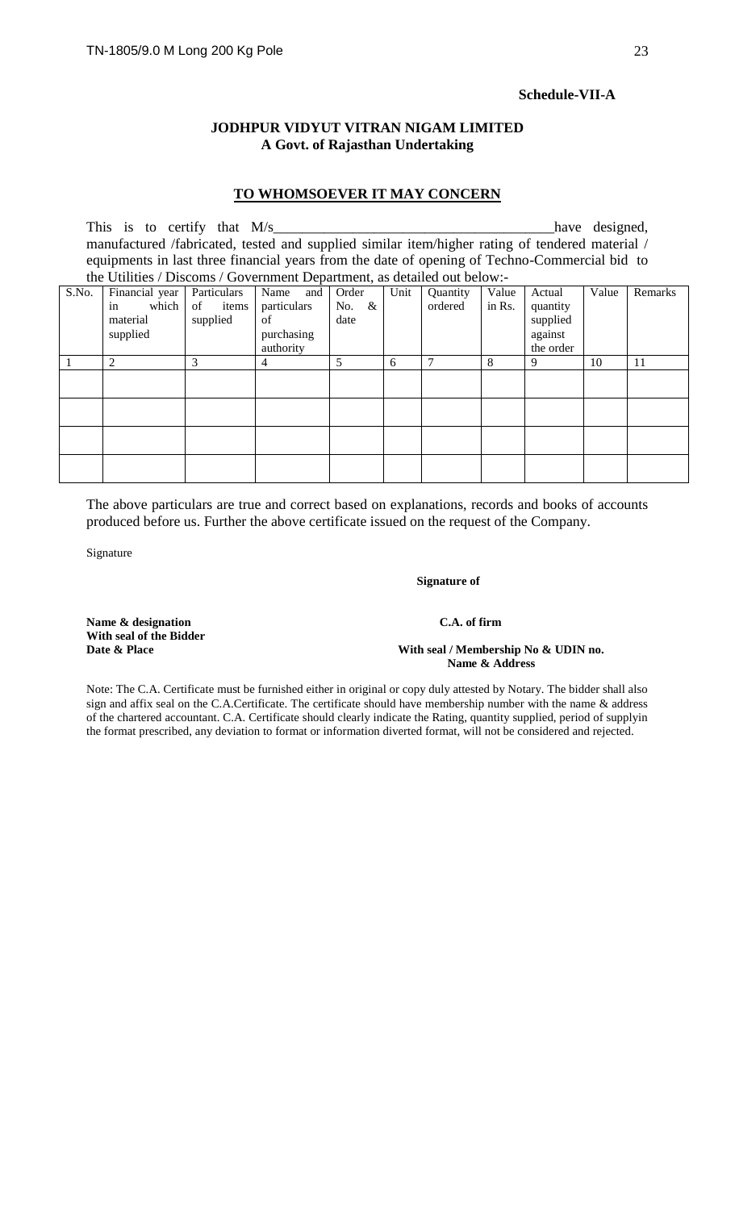**Schedule-VII-A**

**JODHPUR VIDYUT VITRAN NIGAM LIMITED**
**A Govt. of Rajasthan Undertaking**

**TO WHOMSOEVER IT MAY CONCERN**

This is to certify that M/s_______________________________________have designed, manufactured /fabricated, tested and supplied similar item/higher rating of tendered material / equipments in last three financial years from the date of opening of Techno-Commercial bid to the Utilities / Discoms / Government Department, as detailed out below:-

| S.No. | Financial year in which material supplied | Particulars of items supplied | Name and particulars of purchasing authority | Order No. & date | Unit | Quantity ordered | Value in Rs. | Actual quantity supplied against the order | Value | Remarks |
|---|---|---|---|---|---|---|---|---|---|---|
| 1 | 2 | 3 | 4 | 5 | 6 | 7 | 8 | 9 | 10 | 11 |
| | | | | | | | | | | |
| | | | | | | | | | | |
| | | | | | | | | | | |
| | | | | | | | | | | |

The above particulars are true and correct based on explanations, records and books of accounts produced before us. Further the above certificate issued on the request of the Company.

Signature

**Signature of**

**Name & designation**
**With seal of the Bidder**
**Date & Place**

**C.A. of firm**
**With seal / Membership No & UDIN no.**
**Name & Address**

Note: The C.A. Certificate must be furnished either in original or copy duly attested by Notary. The bidder shall also sign and affix seal on the C.A.Certificate. The certificate should have membership number with the name & address of the chartered accountant. C.A. Certificate should clearly indicate the Rating, quantity supplied, period of supplyin the format prescribed, any deviation to format or information diverted format, will not be considered and rejected.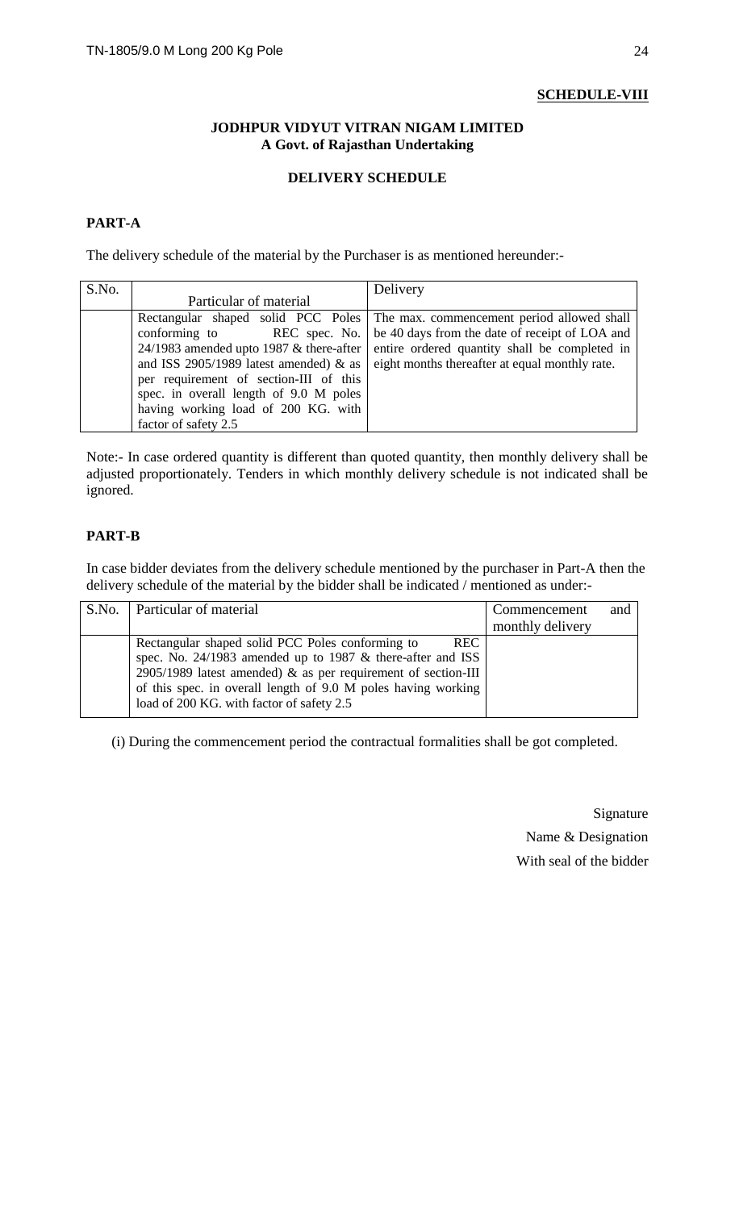**SCHEDULE-VIII**

**JODHPUR VIDYUT VITRAN NIGAM LIMITED**
**A Govt. of Rajasthan Undertaking**

**DELIVERY SCHEDULE**

**PART-A**

The delivery schedule of the material by the Purchaser is as mentioned hereunder:-

| S.No. | Particular of material | Delivery |
|---|---|---|
| | Rectangular shaped solid PCC Poles conforming to REC spec. No. 24/1983 amended upto 1987 & there-after and ISS 2905/1989 latest amended) & as per requirement of section-III of this spec. in overall length of 9.0 M poles having working load of 200 KG. with factor of safety 2.5 | The max. commencement period allowed shall be 40 days from the date of receipt of LOA and entire ordered quantity shall be completed in eight months thereafter at equal monthly rate. |

Note:- In case ordered quantity is different than quoted quantity, then monthly delivery shall be adjusted proportionately. Tenders in which monthly delivery schedule is not indicated shall be ignored.

**PART-B**

In case bidder deviates from the delivery schedule mentioned by the purchaser in Part-A then the delivery schedule of the material by the bidder shall be indicated / mentioned as under:-

| S.No. | Particular of material | Commencement and monthly delivery |
|---|---|---|
| | Rectangular shaped solid PCC Poles conforming to REC spec. No. 24/1983 amended up to 1987 & there-after and ISS 2905/1989 latest amended) & as per requirement of section-III of this spec. in overall length of 9.0 M poles having working load of 200 KG. with factor of safety 2.5 | |

(i) During the commencement period the contractual formalities shall be got completed.

Signature
Name & Designation
With seal of the bidder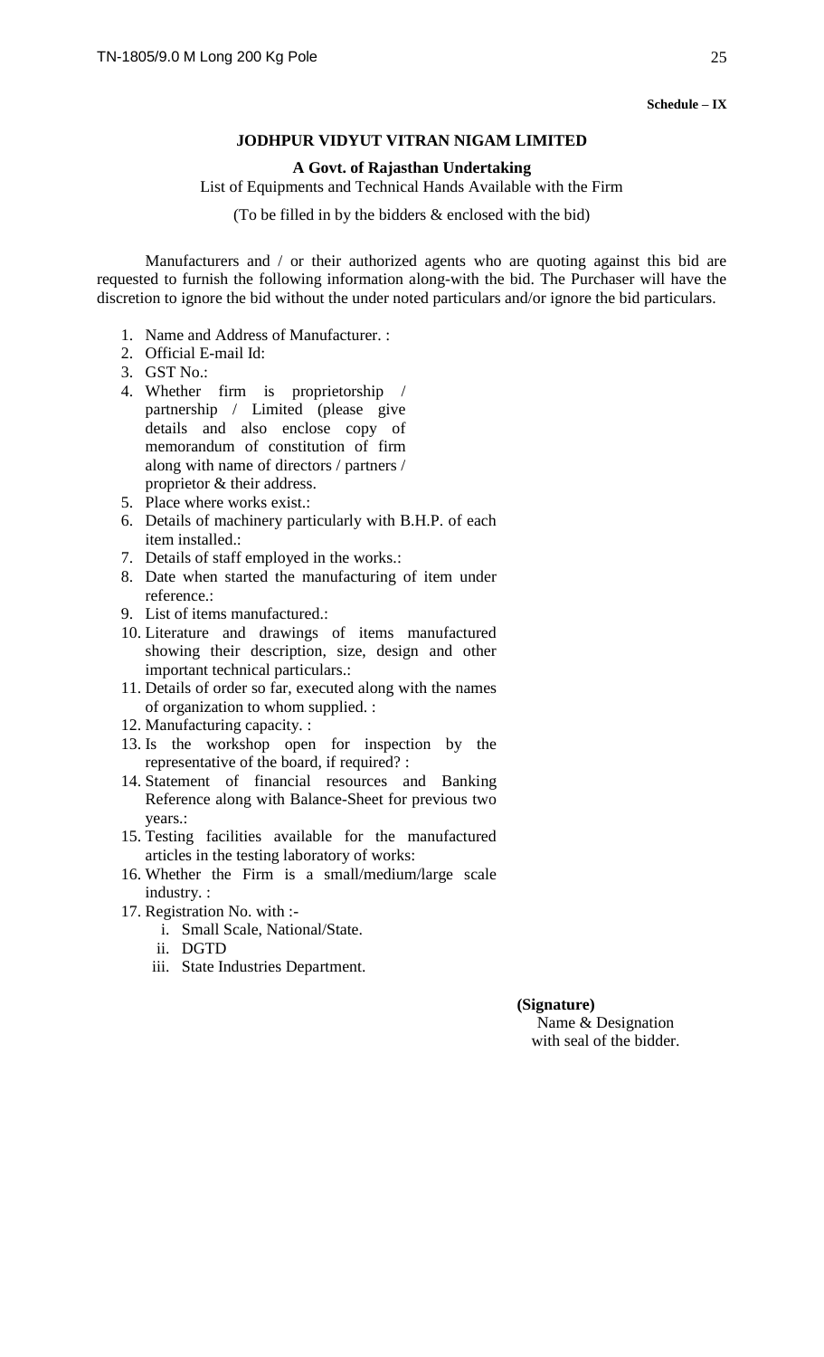**Schedule – IX**

## JODHPUR VIDYUT VITRAN NIGAM LIMITED

**A Govt. of Rajasthan Undertaking**

List of Equipments and Technical Hands Available with the Firm

(To be filled in by the bidders & enclosed with the bid)

Manufacturers and / or their authorized agents who are quoting against this bid are requested to furnish the following information along-with the bid. The Purchaser will have the discretion to ignore the bid without the under noted particulars and/or ignore the bid particulars.

1. Name and Address of Manufacturer. :
2. Official E-mail Id:
3. GST No.:
4. Whether firm is proprietorship / partnership / Limited (please give details and also enclose copy of memorandum of constitution of firm along with name of directors / partners / proprietor & their address.
5. Place where works exist.:
6. Details of machinery particularly with B.H.P. of each item installed.:
7. Details of staff employed in the works.:
8. Date when started the manufacturing of item under reference.:
9. List of items manufactured.:
10. Literature and drawings of items manufactured showing their description, size, design and other important technical particulars.:
11. Details of order so far, executed along with the names of organization to whom supplied. :
12. Manufacturing capacity. :
13. Is the workshop open for inspection by the representative of the board, if required? :
14. Statement of financial resources and Banking Reference along with Balance-Sheet for previous two years.:
15. Testing facilities available for the manufactured articles in the testing laboratory of works:
16. Whether the Firm is a small/medium/large scale industry. :
17. Registration No. with :-
    1. Small Scale, National/State.
    2. DGTD
    3. State Industries Department.

**(Signature)**
Name & Designation
with seal of the bidder.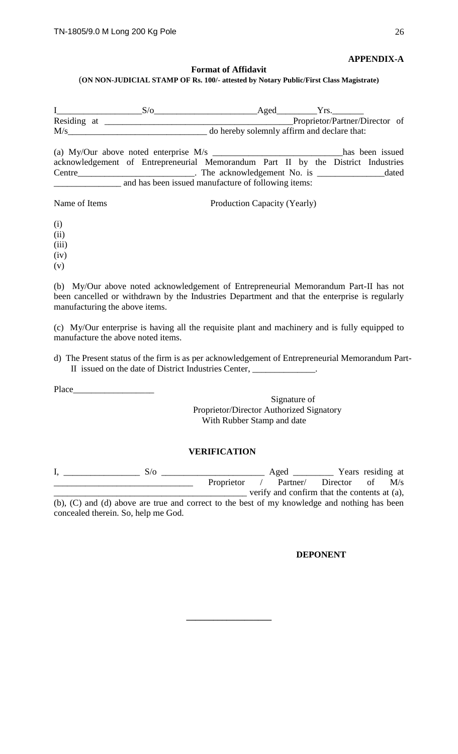**APPENDIX-A**

**Format of Affidavit**

(**ON NON-JUDICIAL STAMP OF Rs. 100/- attested by Notary Public/First Class Magistrate)**

I__________________S/o______________________Aged_________Yrs._______
Residing at ________________________________________Proprietor/Partner/Director of M/s______________________________ do hereby solemnly affirm and declare that:

(a) My/Our above noted enterprise M/s ____________________________has been issued acknowledgement of Entrepreneurial Memorandum Part II by the District Industries Centre_________________________. The acknowledgement No. is ______________dated ______________ and has been issued manufacture of following items:

| Name of Items | Production Capacity (Yearly) |
|---|---|
| (i) | |
| (ii) | |
| (iii) | |
| (iv) | |
| (v) | |

(b) My/Our above noted acknowledgement of Entrepreneurial Memorandum Part-II has not been cancelled or withdrawn by the Industries Department and that the enterprise is regularly manufacturing the above items.

(c) My/Our enterprise is having all the requisite plant and machinery and is fully equipped to manufacture the above noted items.

d) The Present status of the firm is as per acknowledgement of Entrepreneurial Memorandum Part-II issued on the date of District Industries Center, ______________.

Place__________________

Signature of
Proprietor/Director Authorized Signatory
With Rubber Stamp and date

**VERIFICATION**

I, ________________ S/o ______________________ Aged _________ Years residing at ______________________________ Proprietor / Partner/ Director of M/s ___________________________________________ verify and confirm that the contents at (a), (b), (C) and (d) above are true and correct to the best of my knowledge and nothing has been concealed therein. So, help me God.

**DEPONENT**

__________________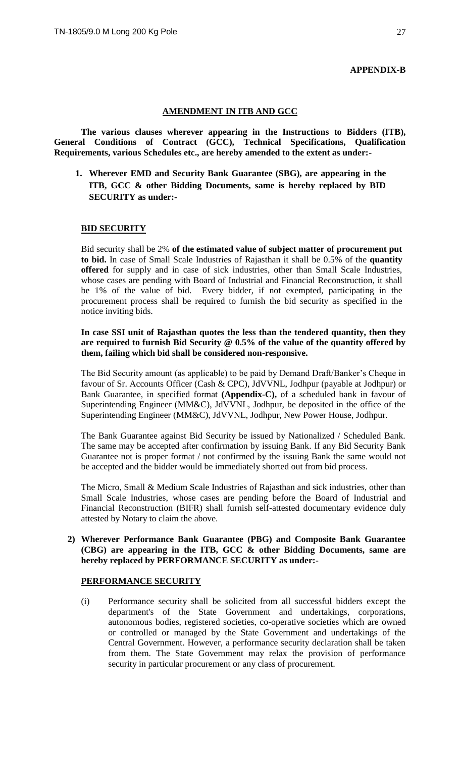**APPENDIX-B**

## AMENDMENT IN ITB AND GCC

**The various clauses wherever appearing in the Instructions to Bidders (ITB), General Conditions of Contract (GCC), Technical Specifications, Qualification Requirements, various Schedules etc., are hereby amended to the extent as under:-**

1. **Wherever EMD and Security Bank Guarantee (SBG), are appearing in the ITB, GCC & other Bidding Documents, same is hereby replaced by BID SECURITY as under:-**

### BID SECURITY

Bid security shall be 2% **of the estimated value of subject matter of procurement put to bid.** In case of Small Scale Industries of Rajasthan it shall be 0.5% of the **quantity offered** for supply and in case of sick industries, other than Small Scale Industries, whose cases are pending with Board of Industrial and Financial Reconstruction, it shall be 1% of the value of bid. Every bidder, if not exempted, participating in the procurement process shall be required to furnish the bid security as specified in the notice inviting bids.

**In case SSI unit of Rajasthan quotes the less than the tendered quantity, then they are required to furnish Bid Security @ 0.5% of the value of the quantity offered by them, failing which bid shall be considered non-responsive.**

The Bid Security amount (as applicable) to be paid by Demand Draft/Banker's Cheque in favour of Sr. Accounts Officer (Cash & CPC), JdVVNL, Jodhpur (payable at Jodhpur) or Bank Guarantee, in specified format **(Appendix-C),** of a scheduled bank in favour of Superintending Engineer (MM&C), JdVVNL, Jodhpur, be deposited in the office of the Superintending Engineer (MM&C), JdVVNL, Jodhpur, New Power House, Jodhpur.

The Bank Guarantee against Bid Security be issued by Nationalized / Scheduled Bank. The same may be accepted after confirmation by issuing Bank. If any Bid Security Bank Guarantee not is proper format / not confirmed by the issuing Bank the same would not be accepted and the bidder would be immediately shorted out from bid process.

The Micro, Small & Medium Scale Industries of Rajasthan and sick industries, other than Small Scale Industries, whose cases are pending before the Board of Industrial and Financial Reconstruction (BIFR) shall furnish self-attested documentary evidence duly attested by Notary to claim the above.

2) **Wherever Performance Bank Guarantee (PBG) and Composite Bank Guarantee (CBG) are appearing in the ITB, GCC & other Bidding Documents, same are hereby replaced by PERFORMANCE SECURITY as under:-**

### PERFORMANCE SECURITY

(i) Performance security shall be solicited from all successful bidders except the department's of the State Government and undertakings, corporations, autonomous bodies, registered societies, co-operative societies which are owned or controlled or managed by the State Government and undertakings of the Central Government. However, a performance security declaration shall be taken from them. The State Government may relax the provision of performance security in particular procurement or any class of procurement.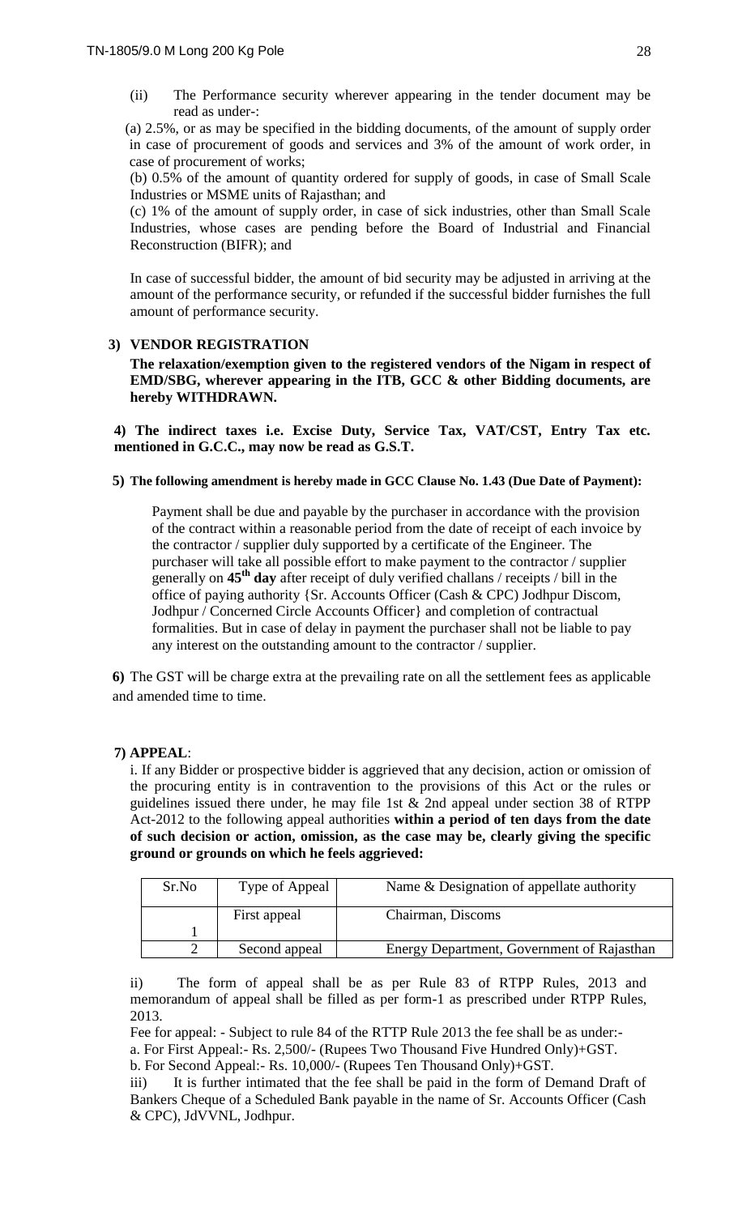(ii) The Performance security wherever appearing in the tender document may be read as under-:

(a) 2.5%, or as may be specified in the bidding documents, of the amount of supply order in case of procurement of goods and services and 3% of the amount of work order, in case of procurement of works;

(b) 0.5% of the amount of quantity ordered for supply of goods, in case of Small Scale Industries or MSME units of Rajasthan; and

(c) 1% of the amount of supply order, in case of sick industries, other than Small Scale Industries, whose cases are pending before the Board of Industrial and Financial Reconstruction (BIFR); and

In case of successful bidder, the amount of bid security may be adjusted in arriving at the amount of the performance security, or refunded if the successful bidder furnishes the full amount of performance security.

**3) VENDOR REGISTRATION**

**The relaxation/exemption given to the registered vendors of the Nigam in respect of EMD/SBG, wherever appearing in the ITB, GCC & other Bidding documents, are hereby WITHDRAWN.**

**4) The indirect taxes i.e. Excise Duty, Service Tax, VAT/CST, Entry Tax etc. mentioned in G.C.C., may now be read as G.S.T.**

**5) The following amendment is hereby made in GCC Clause No. 1.43 (Due Date of Payment):**

Payment shall be due and payable by the purchaser in accordance with the provision of the contract within a reasonable period from the date of receipt of each invoice by the contractor / supplier duly supported by a certificate of the Engineer. The purchaser will take all possible effort to make payment to the contractor / supplier generally on **45th day** after receipt of duly verified challans / receipts / bill in the office of paying authority {Sr. Accounts Officer (Cash & CPC) Jodhpur Discom, Jodhpur / Concerned Circle Accounts Officer} and completion of contractual formalities. But in case of delay in payment the purchaser shall not be liable to pay any interest on the outstanding amount to the contractor / supplier.

**6)** The GST will be charge extra at the prevailing rate on all the settlement fees as applicable and amended time to time.

**7) APPEAL**:

i. If any Bidder or prospective bidder is aggrieved that any decision, action or omission of the procuring entity is in contravention to the provisions of this Act or the rules or guidelines issued there under, he may file 1st & 2nd appeal under section 38 of RTPP Act-2012 to the following appeal authorities **within a period of ten days from the date of such decision or action, omission, as the case may be, clearly giving the specific ground or grounds on which he feels aggrieved:**

| Sr.No | Type of Appeal | Name & Designation of appellate authority |
|---|---|---|
| 1 | First appeal | Chairman, Discoms |
| 2 | Second appeal | Energy Department, Government of Rajasthan |

ii) The form of appeal shall be as per Rule 83 of RTPP Rules, 2013 and memorandum of appeal shall be filled as per form-1 as prescribed under RTPP Rules, 2013.

Fee for appeal: - Subject to rule 84 of the RTTP Rule 2013 the fee shall be as under:-

a. For First Appeal:- Rs. 2,500/- (Rupees Two Thousand Five Hundred Only)+GST.

b. For Second Appeal:- Rs. 10,000/- (Rupees Ten Thousand Only)+GST.

iii) It is further intimated that the fee shall be paid in the form of Demand Draft of Bankers Cheque of a Scheduled Bank payable in the name of Sr. Accounts Officer (Cash & CPC), JdVVNL, Jodhpur.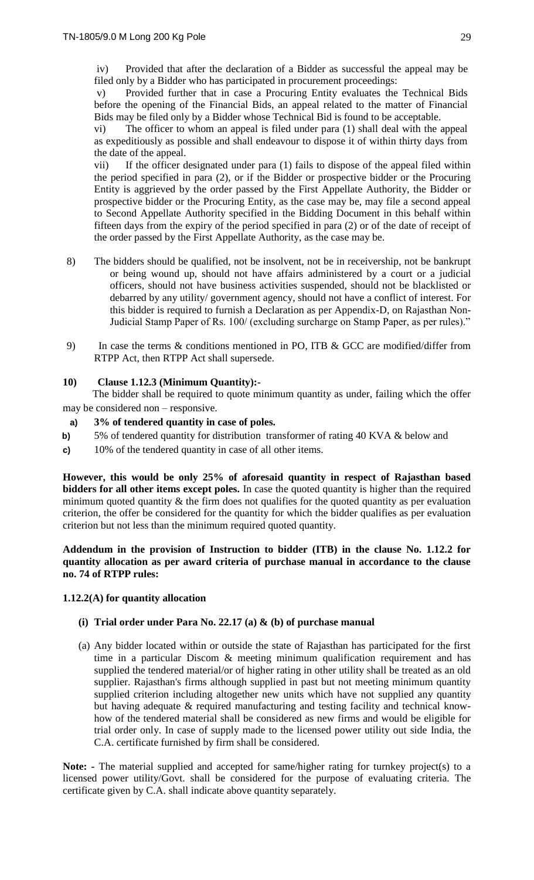iv) Provided that after the declaration of a Bidder as successful the appeal may be filed only by a Bidder who has participated in procurement proceedings:

v) Provided further that in case a Procuring Entity evaluates the Technical Bids before the opening of the Financial Bids, an appeal related to the matter of Financial Bids may be filed only by a Bidder whose Technical Bid is found to be acceptable.

vi) The officer to whom an appeal is filed under para (1) shall deal with the appeal as expeditiously as possible and shall endeavour to dispose it of within thirty days from the date of the appeal.

vii) If the officer designated under para (1) fails to dispose of the appeal filed within the period specified in para (2), or if the Bidder or prospective bidder or the Procuring Entity is aggrieved by the order passed by the First Appellate Authority, the Bidder or prospective bidder or the Procuring Entity, as the case may be, may file a second appeal to Second Appellate Authority specified in the Bidding Document in this behalf within fifteen days from the expiry of the period specified in para (2) or of the date of receipt of the order passed by the First Appellate Authority, as the case may be.

8) The bidders should be qualified, not be insolvent, not be in receivership, not be bankrupt or being wound up, should not have affairs administered by a court or a judicial officers, should not have business activities suspended, should not be blacklisted or debarred by any utility/ government agency, should not have a conflict of interest. For this bidder is required to furnish a Declaration as per Appendix-D, on Rajasthan Non-Judicial Stamp Paper of Rs. 100/ (excluding surcharge on Stamp Paper, as per rules)."

9) In case the terms & conditions mentioned in PO, ITB & GCC are modified/differ from RTPP Act, then RTPP Act shall supersede.

**10) Clause 1.12.3 (Minimum Quantity):-**

The bidder shall be required to quote minimum quantity as under, failing which the offer may be considered non – responsive.

**a) 3% of tendered quantity in case of poles.**

**b)** 5% of tendered quantity for distribution transformer of rating 40 KVA & below and

**c)** 10% of the tendered quantity in case of all other items.

**However, this would be only 25% of aforesaid quantity in respect of Rajasthan based bidders for all other items except poles.** In case the quoted quantity is higher than the required minimum quoted quantity & the firm does not qualifies for the quoted quantity as per evaluation criterion, the offer be considered for the quantity for which the bidder qualifies as per evaluation criterion but not less than the minimum required quoted quantity.

**Addendum in the provision of Instruction to bidder (ITB) in the clause No. 1.12.2 for quantity allocation as per award criteria of purchase manual in accordance to the clause no. 74 of RTPP rules:**

**1.12.2(A) for quantity allocation**

**(i) Trial order under Para No. 22.17 (a) & (b) of purchase manual**

(a) Any bidder located within or outside the state of Rajasthan has participated for the first time in a particular Discom & meeting minimum qualification requirement and has supplied the tendered material/or of higher rating in other utility shall be treated as an old supplier. Rajasthan's firms although supplied in past but not meeting minimum quantity supplied criterion including altogether new units which have not supplied any quantity but having adequate & required manufacturing and testing facility and technical know-how of the tendered material shall be considered as new firms and would be eligible for trial order only. In case of supply made to the licensed power utility out side India, the C.A. certificate furnished by firm shall be considered.

**Note: -** The material supplied and accepted for same/higher rating for turnkey project(s) to a licensed power utility/Govt. shall be considered for the purpose of evaluating criteria. The certificate given by C.A. shall indicate above quantity separately.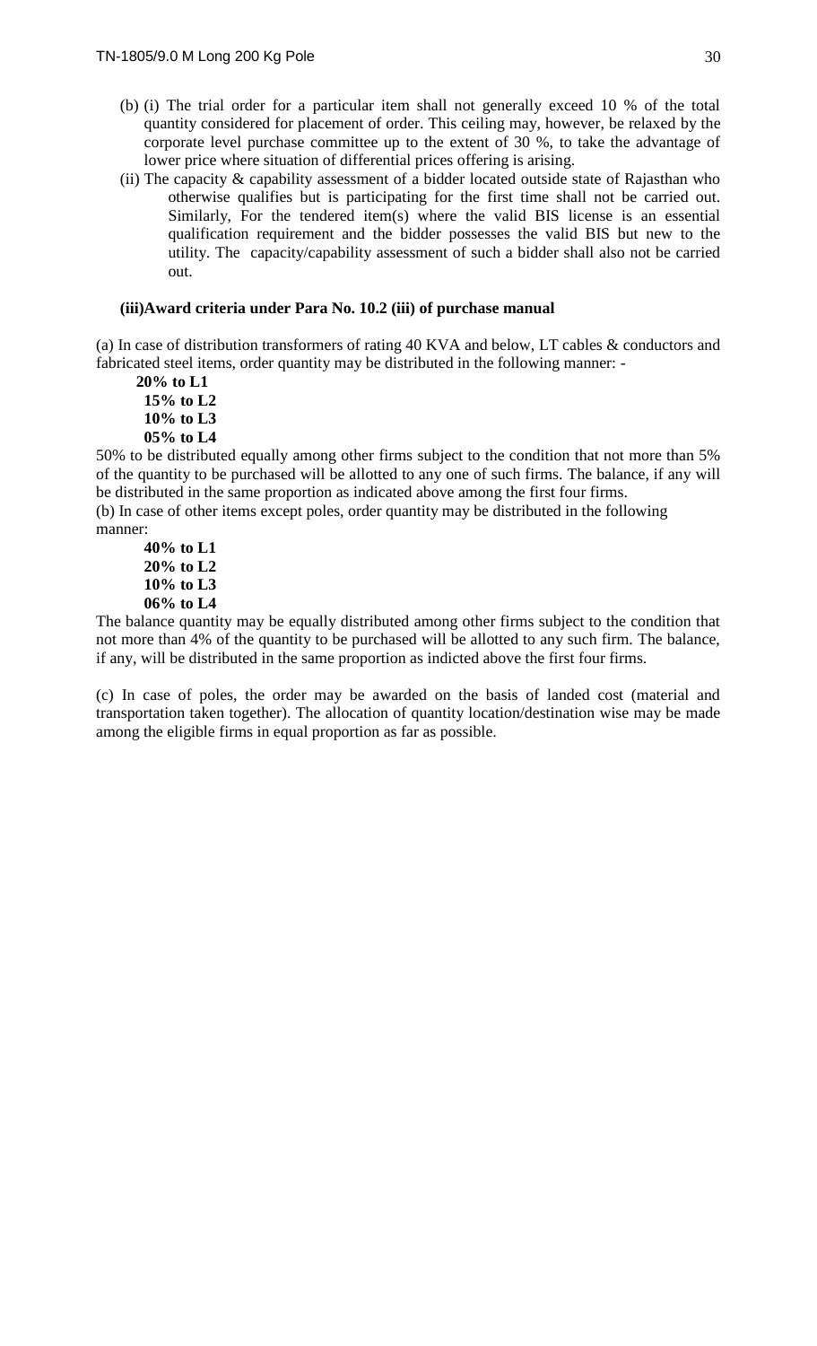(b) (i) The trial order for a particular item shall not generally exceed 10 % of the total quantity considered for placement of order. This ceiling may, however, be relaxed by the corporate level purchase committee up to the extent of 30 %, to take the advantage of lower price where situation of differential prices offering is arising.

(ii) The capacity & capability assessment of a bidder located outside state of Rajasthan who otherwise qualifies but is participating for the first time shall not be carried out. Similarly, For the tendered item(s) where the valid BIS license is an essential qualification requirement and the bidder possesses the valid BIS but new to the utility. The capacity/capability assessment of such a bidder shall also not be carried out.

**(iii)Award criteria under Para No. 10.2 (iii) of purchase manual**

(a) In case of distribution transformers of rating 40 KVA and below, LT cables & conductors and fabricated steel items, order quantity may be distributed in the following manner: -

**20% to L1**
**15% to L2**
**10% to L3**
**05% to L4**

50% to be distributed equally among other firms subject to the condition that not more than 5% of the quantity to be purchased will be allotted to any one of such firms. The balance, if any will be distributed in the same proportion as indicated above among the first four firms.

(b) In case of other items except poles, order quantity may be distributed in the following manner:

**40% to L1**
**20% to L2**
**10% to L3**
**06% to L4**

The balance quantity may be equally distributed among other firms subject to the condition that not more than 4% of the quantity to be purchased will be allotted to any such firm. The balance, if any, will be distributed in the same proportion as indicted above the first four firms.

(c) In case of poles, the order may be awarded on the basis of landed cost (material and transportation taken together). The allocation of quantity location/destination wise may be made among the eligible firms in equal proportion as far as possible.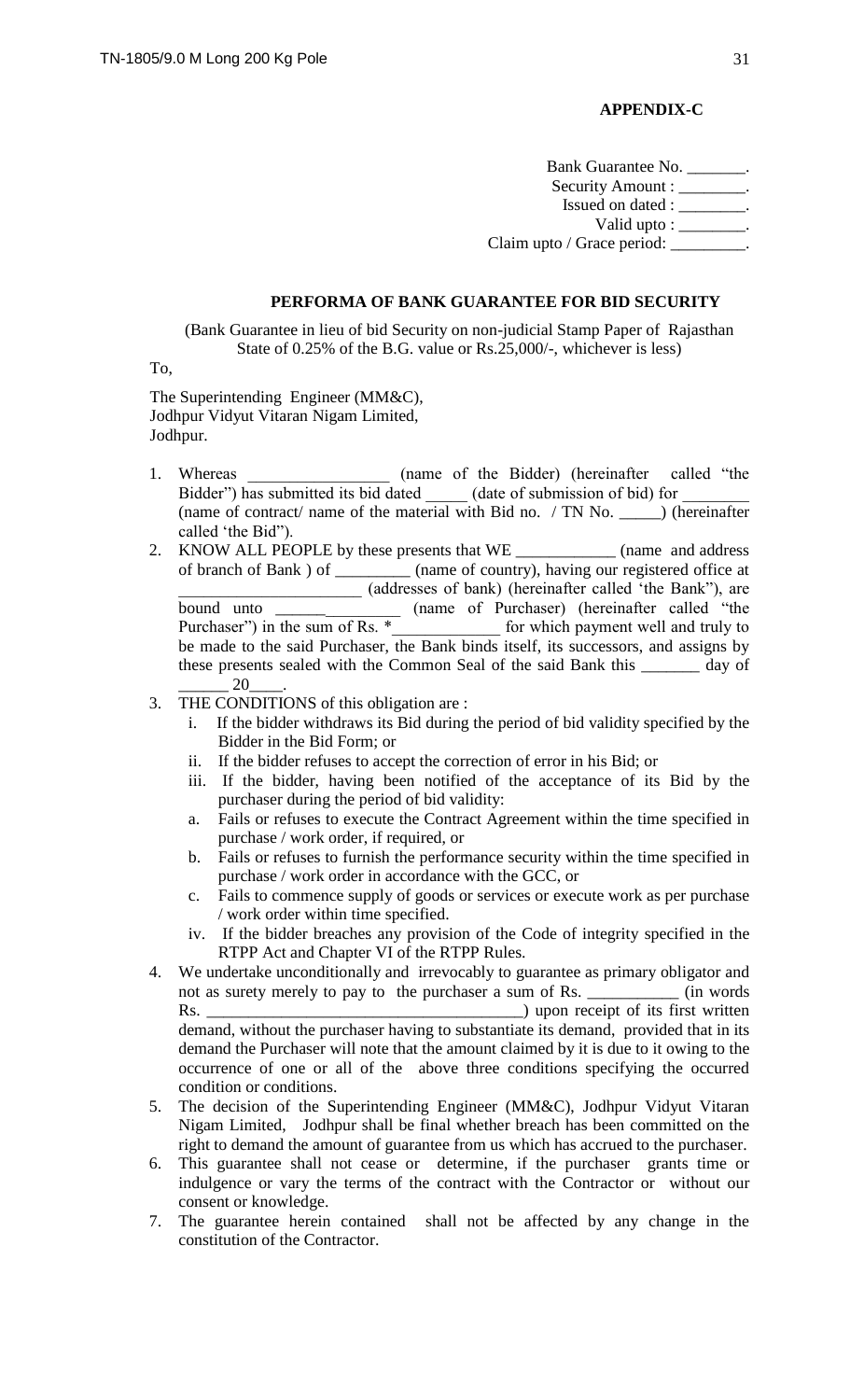**APPENDIX-C**

Bank Guarantee No. _______.
Security Amount : ________.
Issued on dated : ________.
Valid upto : ________.
Claim upto / Grace period: _________.

**PERFORMA OF BANK GUARANTEE FOR BID SECURITY**

(Bank Guarantee in lieu of bid Security on non-judicial Stamp Paper of Rajasthan State of 0.25% of the B.G. value or Rs.25,000/-, whichever is less)

To,

The Superintending Engineer (MM&C),
Jodhpur Vidyut Vitaran Nigam Limited,
Jodhpur.

1. Whereas _________________ (name of the Bidder) (hereinafter called "the Bidder") has submitted its bid dated _____ (date of submission of bid) for ________ (name of contract/ name of the material with Bid no. / TN No. _____) (hereinafter called 'the Bid").
2. KNOW ALL PEOPLE by these presents that WE ____________ (name and address of branch of Bank ) of _________ (name of country), having our registered office at ______________________ (addresses of bank) (hereinafter called 'the Bank"), are bound unto ______________ (name of Purchaser) (hereinafter called "the Purchaser") in the sum of Rs. *_____________ for which payment well and truly to be made to the said Purchaser, the Bank binds itself, its successors, and assigns by these presents sealed with the Common Seal of the said Bank this _______ day of ______ 20____.
3. THE CONDITIONS of this obligation are :
   i. If the bidder withdraws its Bid during the period of bid validity specified by the Bidder in the Bid Form; or
   ii. If the bidder refuses to accept the correction of error in his Bid; or
   iii. If the bidder, having been notified of the acceptance of its Bid by the purchaser during the period of bid validity:
   a. Fails or refuses to execute the Contract Agreement within the time specified in purchase / work order, if required, or
   b. Fails or refuses to furnish the performance security within the time specified in purchase / work order in accordance with the GCC, or
   c. Fails to commence supply of goods or services or execute work as per purchase / work order within time specified.
   iv. If the bidder breaches any provision of the Code of integrity specified in the RTPP Act and Chapter VI of the RTPP Rules.
4. We undertake unconditionally and irrevocably to guarantee as primary obligator and not as surety merely to pay to the purchaser a sum of Rs. ___________ (in words Rs. ______________________________________) upon receipt of its first written demand, without the purchaser having to substantiate its demand, provided that in its demand the Purchaser will note that the amount claimed by it is due to it owing to the occurrence of one or all of the above three conditions specifying the occurred condition or conditions.
5. The decision of the Superintending Engineer (MM&C), Jodhpur Vidyut Vitaran Nigam Limited, Jodhpur shall be final whether breach has been committed on the right to demand the amount of guarantee from us which has accrued to the purchaser.
6. This guarantee shall not cease or determine, if the purchaser grants time or indulgence or vary the terms of the contract with the Contractor or without our consent or knowledge.
7. The guarantee herein contained shall not be affected by any change in the constitution of the Contractor.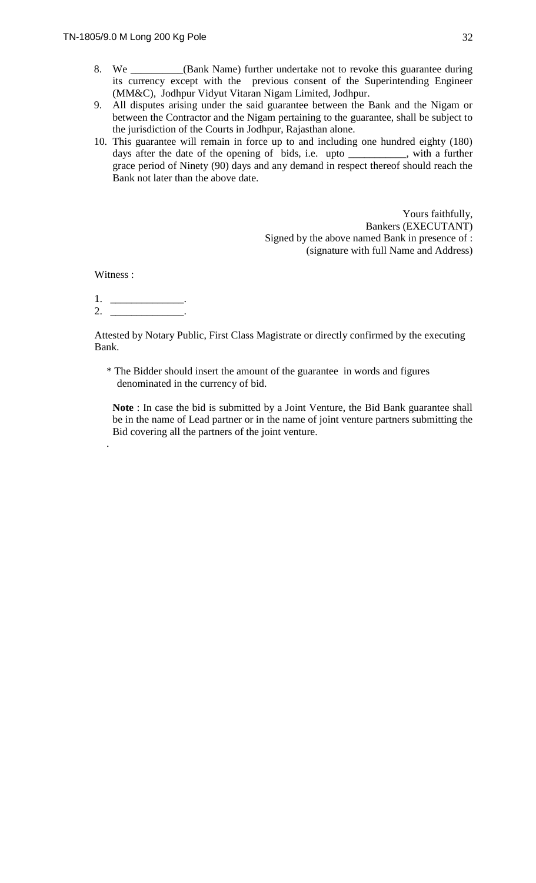8. We __________(Bank Name) further undertake not to revoke this guarantee during its currency except with the previous consent of the Superintending Engineer (MM&C), Jodhpur Vidyut Vitaran Nigam Limited, Jodhpur.
9. All disputes arising under the said guarantee between the Bank and the Nigam or between the Contractor and the Nigam pertaining to the guarantee, shall be subject to the jurisdiction of the Courts in Jodhpur, Rajasthan alone.
10. This guarantee will remain in force up to and including one hundred eighty (180) days after the date of the opening of bids, i.e. upto ___________, with a further grace period of Ninety (90) days and any demand in respect thereof should reach the Bank not later than the above date.

Yours faithfully,
Bankers (EXECUTANT)
Signed by the above named Bank in presence of :
(signature with full Name and Address)

Witness :

1. ______________.
2. ______________.

Attested by Notary Public, First Class Magistrate or directly confirmed by the executing Bank.

\* The Bidder should insert the amount of the guarantee in words and figures denominated in the currency of bid.

**Note** : In case the bid is submitted by a Joint Venture, the Bid Bank guarantee shall be in the name of Lead partner or in the name of joint venture partners submitting the Bid covering all the partners of the joint venture.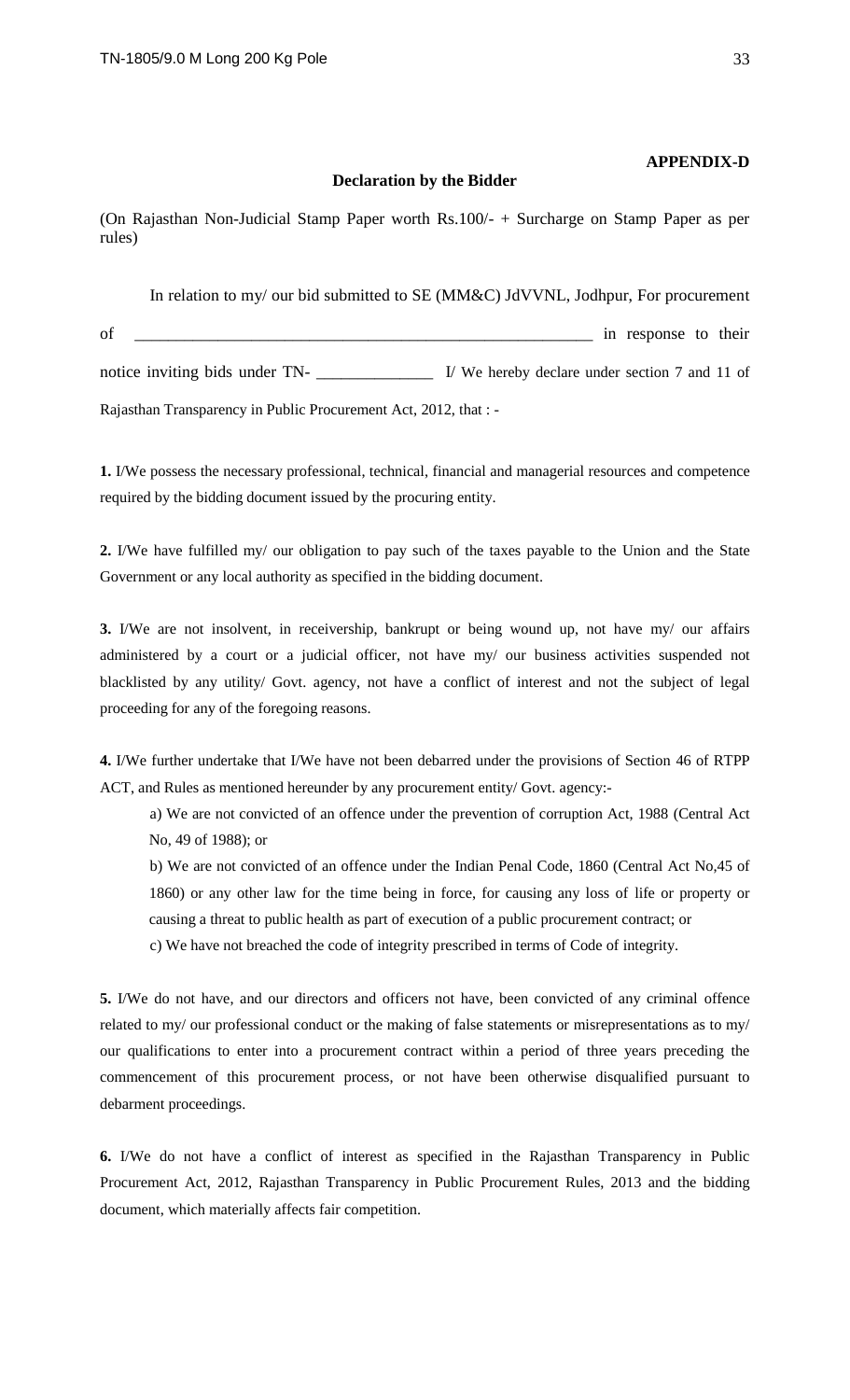**APPENDIX-D**

**Declaration by the Bidder**

(On Rajasthan Non-Judicial Stamp Paper worth Rs.100/- + Surcharge on Stamp Paper as per rules)

In relation to my/ our bid submitted to SE (MM&C) JdVVNL, Jodhpur, For procurement of _______________________________________________________ in response to their notice inviting bids under TN- ______________ I/ We hereby declare under section 7 and 11 of Rajasthan Transparency in Public Procurement Act, 2012, that : -

**1.** I/We possess the necessary professional, technical, financial and managerial resources and competence required by the bidding document issued by the procuring entity.

**2.** I/We have fulfilled my/ our obligation to pay such of the taxes payable to the Union and the State Government or any local authority as specified in the bidding document.

**3.** I/We are not insolvent, in receivership, bankrupt or being wound up, not have my/ our affairs administered by a court or a judicial officer, not have my/ our business activities suspended not blacklisted by any utility/ Govt. agency, not have a conflict of interest and not the subject of legal proceeding for any of the foregoing reasons.

**4.** I/We further undertake that I/We have not been debarred under the provisions of Section 46 of RTPP ACT, and Rules as mentioned hereunder by any procurement entity/ Govt. agency:-

a) We are not convicted of an offence under the prevention of corruption Act, 1988 (Central Act No, 49 of 1988); or

b) We are not convicted of an offence under the Indian Penal Code, 1860 (Central Act No,45 of 1860) or any other law for the time being in force, for causing any loss of life or property or causing a threat to public health as part of execution of a public procurement contract; or

c) We have not breached the code of integrity prescribed in terms of Code of integrity.

**5.** I/We do not have, and our directors and officers not have, been convicted of any criminal offence related to my/ our professional conduct or the making of false statements or misrepresentations as to my/ our qualifications to enter into a procurement contract within a period of three years preceding the commencement of this procurement process, or not have been otherwise disqualified pursuant to debarment proceedings.

**6.** I/We do not have a conflict of interest as specified in the Rajasthan Transparency in Public Procurement Act, 2012, Rajasthan Transparency in Public Procurement Rules, 2013 and the bidding document, which materially affects fair competition.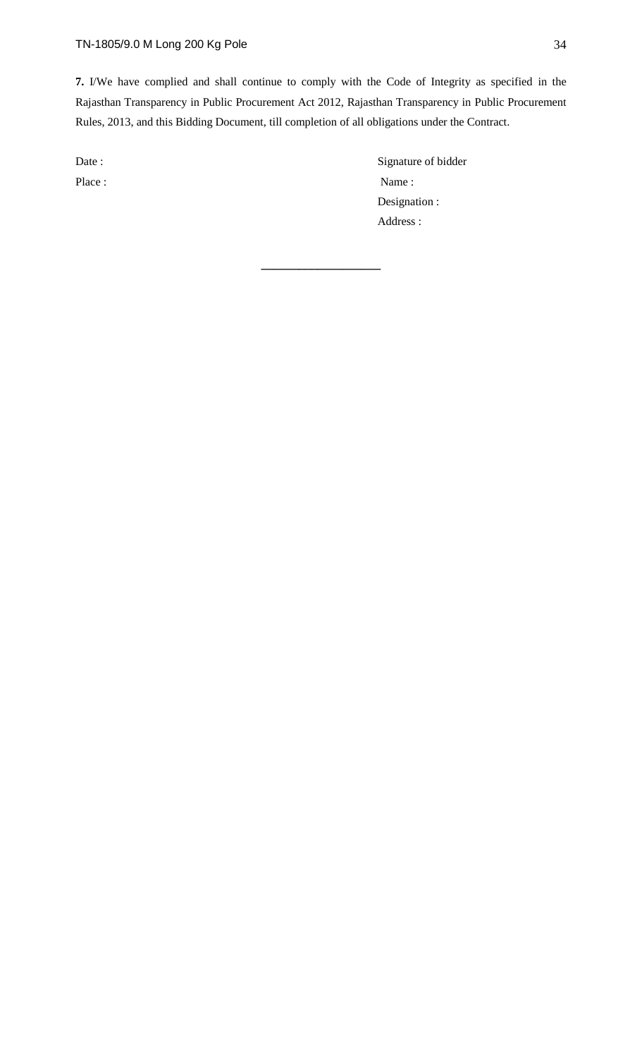**7.** I/We have complied and shall continue to comply with the Code of Integrity as specified in the Rajasthan Transparency in Public Procurement Act 2012, Rajasthan Transparency in Public Procurement Rules, 2013, and this Bidding Document, till completion of all obligations under the Contract.

Date :

Place :

Signature of bidder

Name :

Designation :

Address :

---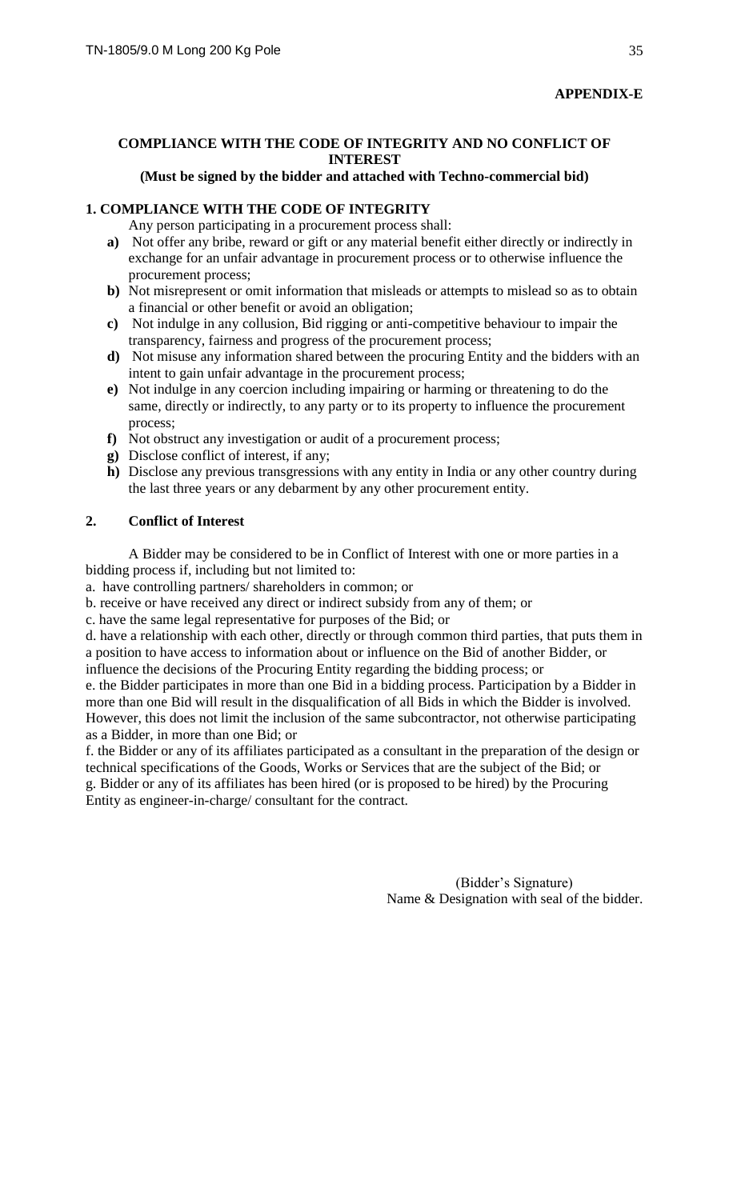**APPENDIX-E**

## COMPLIANCE WITH THE CODE OF INTEGRITY AND NO CONFLICT OF INTEREST

**(Must be signed by the bidder and attached with Techno-commercial bid)**

### 1. COMPLIANCE WITH THE CODE OF INTEGRITY

Any person participating in a procurement process shall:

- **a)** Not offer any bribe, reward or gift or any material benefit either directly or indirectly in exchange for an unfair advantage in procurement process or to otherwise influence the procurement process;
- **b)** Not misrepresent or omit information that misleads or attempts to mislead so as to obtain a financial or other benefit or avoid an obligation;
- **c)** Not indulge in any collusion, Bid rigging or anti-competitive behaviour to impair the transparency, fairness and progress of the procurement process;
- **d)** Not misuse any information shared between the procuring Entity and the bidders with an intent to gain unfair advantage in the procurement process;
- **e)** Not indulge in any coercion including impairing or harming or threatening to do the same, directly or indirectly, to any party or to its property to influence the procurement process;
- **f)** Not obstruct any investigation or audit of a procurement process;
- **g)** Disclose conflict of interest, if any;
- **h)** Disclose any previous transgressions with any entity in India or any other country during the last three years or any debarment by any other procurement entity.

### 2. Conflict of Interest

A Bidder may be considered to be in Conflict of Interest with one or more parties in a bidding process if, including but not limited to:

a. have controlling partners/ shareholders in common; or

b. receive or have received any direct or indirect subsidy from any of them; or

c. have the same legal representative for purposes of the Bid; or

d. have a relationship with each other, directly or through common third parties, that puts them in a position to have access to information about or influence on the Bid of another Bidder, or influence the decisions of the Procuring Entity regarding the bidding process; or

e. the Bidder participates in more than one Bid in a bidding process. Participation by a Bidder in more than one Bid will result in the disqualification of all Bids in which the Bidder is involved. However, this does not limit the inclusion of the same subcontractor, not otherwise participating as a Bidder, in more than one Bid; or

f. the Bidder or any of its affiliates participated as a consultant in the preparation of the design or technical specifications of the Goods, Works or Services that are the subject of the Bid; or

g. Bidder or any of its affiliates has been hired (or is proposed to be hired) by the Procuring Entity as engineer-in-charge/ consultant for the contract.

(Bidder's Signature)

Name & Designation with seal of the bidder.